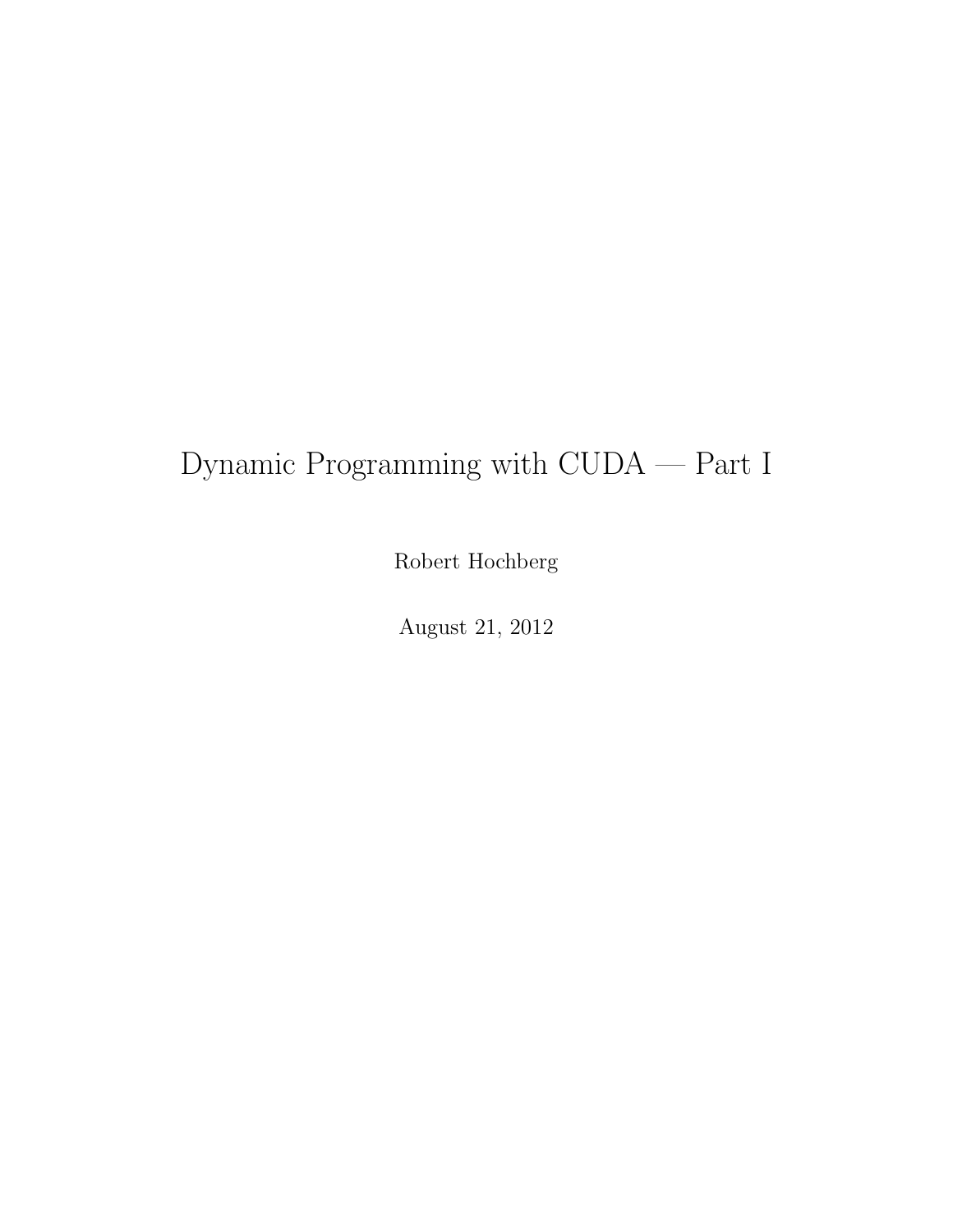# Dynamic Programming with CUDA — Part I

Robert Hochberg

August 21, 2012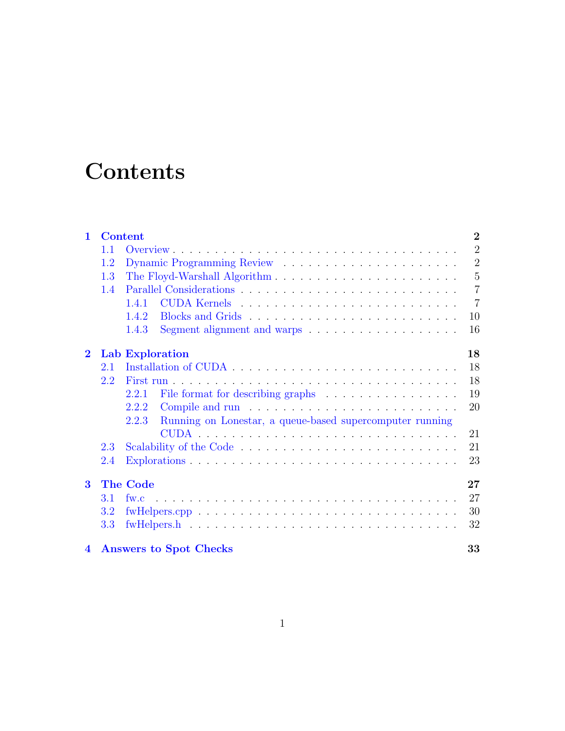# Contents

**1 Content** **2**

- 1.1 Overview . . . 2
- 1.2 Dynamic Programming Review . . . 2
- 1.3 The Floyd-Warshall Algorithm . . . 5
- 1.4 Parallel Considerations . . . 7
  - 1.4.1 CUDA Kernels . . . 7
  - 1.4.2 Blocks and Grids . . . 10
  - 1.4.3 Segment alignment and warps . . . 16

**2 Lab Exploration** **18**

- 2.1 Installation of CUDA . . . 18
- 2.2 First run . . . 18
  - 2.2.1 File format for describing graphs . . . 19
  - 2.2.2 Compile and run . . . 20
  - 2.2.3 Running on Lonestar, a queue-based supercomputer running CUDA . . . 21
- 2.3 Scalability of the Code . . . 21
- 2.4 Explorations . . . 23

**3 The Code** **27**

- 3.1 fw.c . . . 27
- 3.2 fwHelpers.cpp . . . 30
- 3.3 fwHelpers.h . . . 32

**4 Answers to Spot Checks** **33**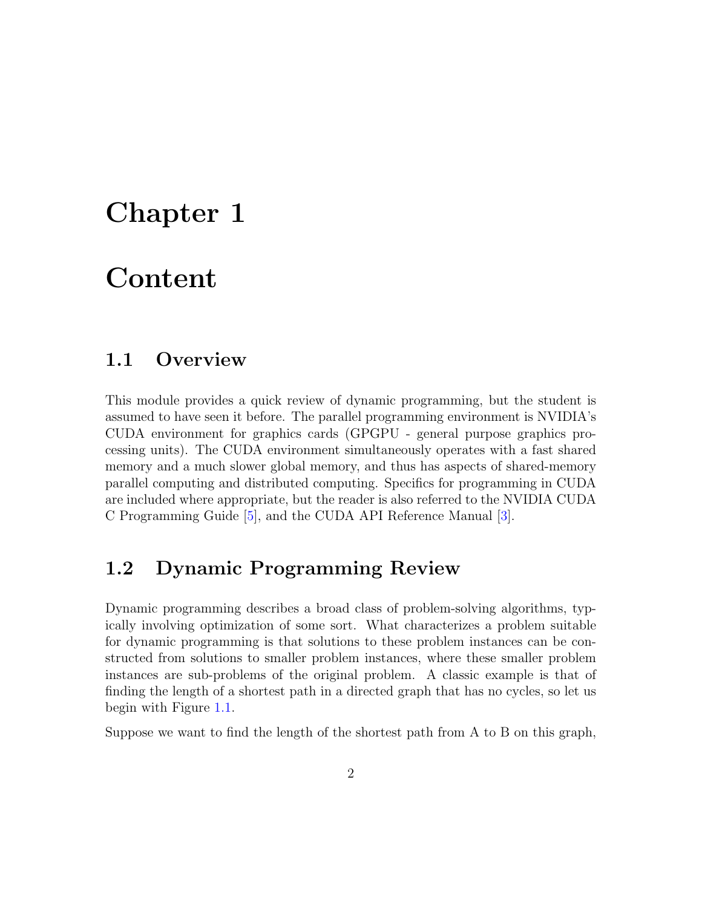# Chapter 1

# Content

## 1.1 Overview

This module provides a quick review of dynamic programming, but the student is assumed to have seen it before. The parallel programming environment is NVIDIA's CUDA environment for graphics cards (GPGPU - general purpose graphics processing units). The CUDA environment simultaneously operates with a fast shared memory and a much slower global memory, and thus has aspects of shared-memory parallel computing and distributed computing. Specifics for programming in CUDA are included where appropriate, but the reader is also referred to the NVIDIA CUDA C Programming Guide [5], and the CUDA API Reference Manual [3].

## 1.2 Dynamic Programming Review

Dynamic programming describes a broad class of problem-solving algorithms, typically involving optimization of some sort. What characterizes a problem suitable for dynamic programming is that solutions to these problem instances can be constructed from solutions to smaller problem instances, where these smaller problem instances are sub-problems of the original problem. A classic example is that of finding the length of a shortest path in a directed graph that has no cycles, so let us begin with Figure 1.1.

Suppose we want to find the length of the shortest path from A to B on this graph,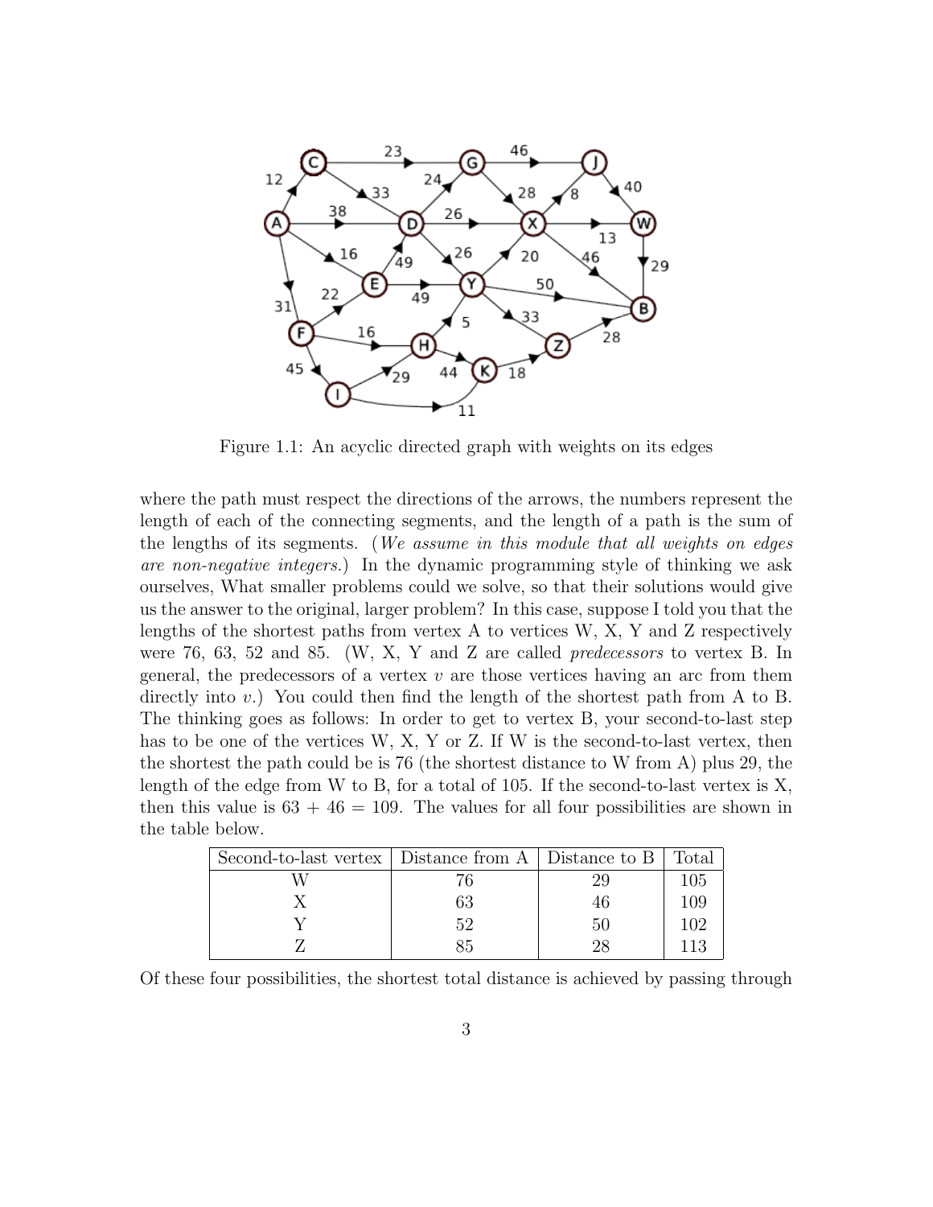Figure 1.1: An acyclic directed graph with weights on its edges

where the path must respect the directions of the arrows, the numbers represent the length of each of the connecting segments, and the length of a path is the sum of the lengths of its segments. (*We assume in this module that all weights on edges are non-negative integers.*) In the dynamic programming style of thinking we ask ourselves, What smaller problems could we solve, so that their solutions would give us the answer to the original, larger problem? In this case, suppose I told you that the lengths of the shortest paths from vertex A to vertices W, X, Y and Z respectively were 76, 63, 52 and 85. (W, X, Y and Z are called *predecessors* to vertex B. In general, the predecessors of a vertex $v$ are those vertices having an arc from them directly into $v$.) You could then find the length of the shortest path from A to B. The thinking goes as follows: In order to get to vertex B, your second-to-last step has to be one of the vertices W, X, Y or Z. If W is the second-to-last vertex, then the shortest the path could be is 76 (the shortest distance to W from A) plus 29, the length of the edge from W to B, for a total of 105. If the second-to-last vertex is X, then this value is $63 + 46 = 109$. The values for all four possibilities are shown in the table below.

| Second-to-last vertex | Distance from A | Distance to B | Total |
|---|---|---|---|
| W | 76 | 29 | 105 |
| X | 63 | 46 | 109 |
| Y | 52 | 50 | 102 |
| Z | 85 | 28 | 113 |

Of these four possibilities, the shortest total distance is achieved by passing through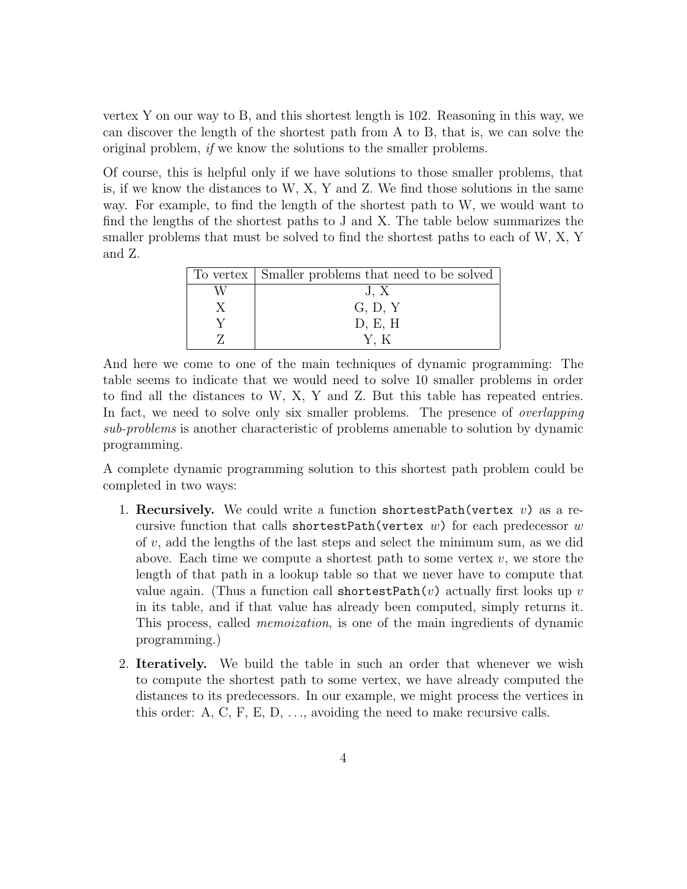vertex Y on our way to B, and this shortest length is 102. Reasoning in this way, we can discover the length of the shortest path from A to B, that is, we can solve the original problem, *if* we know the solutions to the smaller problems.

Of course, this is helpful only if we have solutions to those smaller problems, that is, if we know the distances to W, X, Y and Z. We find those solutions in the same way. For example, to find the length of the shortest path to W, we would want to find the lengths of the shortest paths to J and X. The table below summarizes the smaller problems that must be solved to find the shortest paths to each of W, X, Y and Z.

| To vertex | Smaller problems that need to be solved |
|---|---|
| W | J, X |
| X | G, D, Y |
| Y | D, E, H |
| Z | Y, K |

And here we come to one of the main techniques of dynamic programming: The table seems to indicate that we would need to solve 10 smaller problems in order to find all the distances to W, X, Y and Z. But this table has repeated entries. In fact, we need to solve only six smaller problems. The presence of *overlapping sub-problems* is another characteristic of problems amenable to solution by dynamic programming.

A complete dynamic programming solution to this shortest path problem could be completed in two ways:

1. **Recursively.** We could write a function `shortestPath(vertex` $v$`)` as a recursive function that calls `shortestPath(vertex` $w$`)` for each predecessor $w$ of $v$, add the lengths of the last steps and select the minimum sum, as we did above. Each time we compute a shortest path to some vertex $v$, we store the length of that path in a lookup table so that we never have to compute that value again. (Thus a function call `shortestPath(`$v$`)` actually first looks up $v$ in its table, and if that value has already been computed, simply returns it. This process, called *memoization*, is one of the main ingredients of dynamic programming.)

2. **Iteratively.** We build the table in such an order that whenever we wish to compute the shortest path to some vertex, we have already computed the distances to its predecessors. In our example, we might process the vertices in this order: A, C, F, E, D, . . ., avoiding the need to make recursive calls.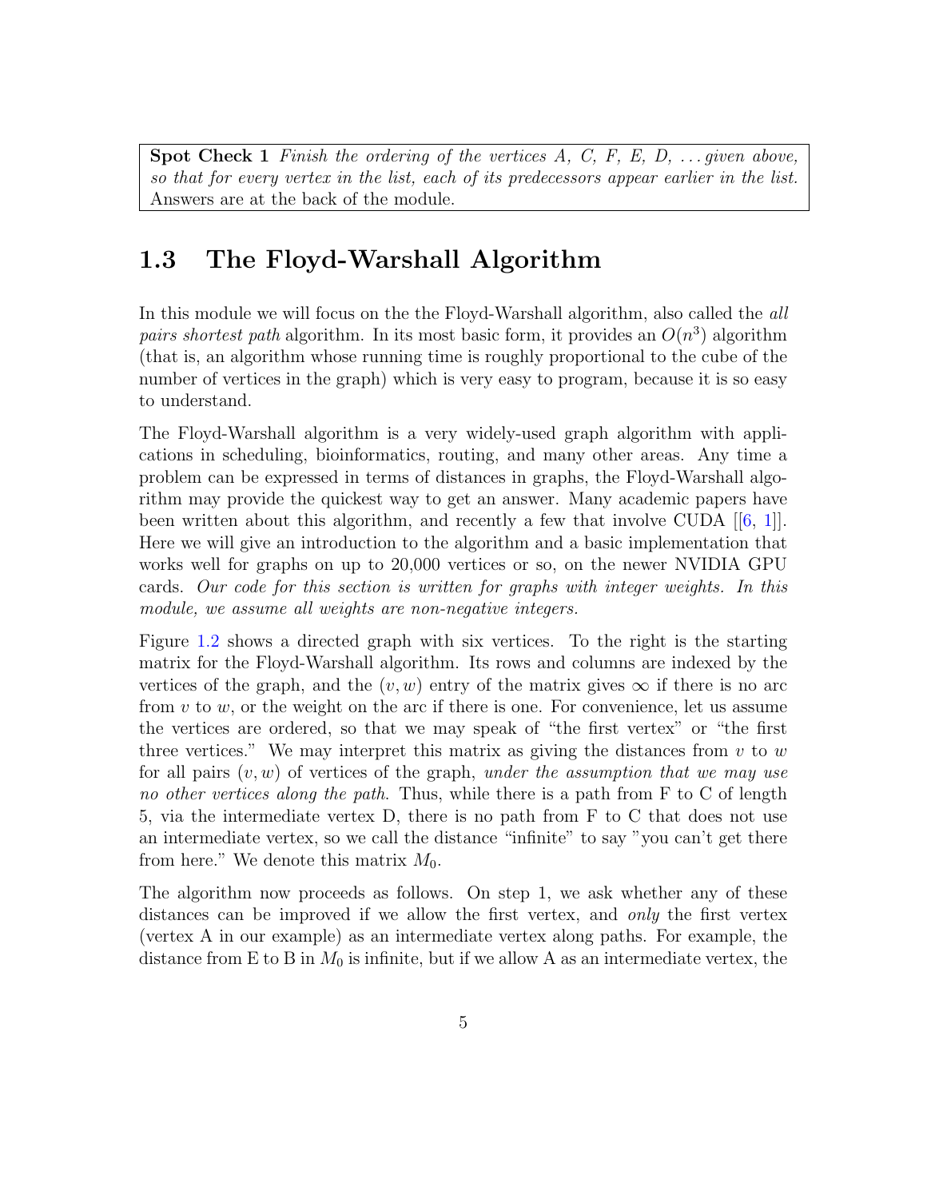**Spot Check 1** *Finish the ordering of the vertices A, C, F, E, D, ... given above, so that for every vertex in the list, each of its predecessors appear earlier in the list.* Answers are at the back of the module.

## 1.3 The Floyd-Warshall Algorithm

In this module we will focus on the the Floyd-Warshall algorithm, also called the *all pairs shortest path* algorithm. In its most basic form, it provides an $O(n^3)$ algorithm (that is, an algorithm whose running time is roughly proportional to the cube of the number of vertices in the graph) which is very easy to program, because it is so easy to understand.

The Floyd-Warshall algorithm is a very widely-used graph algorithm with applications in scheduling, bioinformatics, routing, and many other areas. Any time a problem can be expressed in terms of distances in graphs, the Floyd-Warshall algorithm may provide the quickest way to get an answer. Many academic papers have been written about this algorithm, and recently a few that involve CUDA [[6, 1]]. Here we will give an introduction to the algorithm and a basic implementation that works well for graphs on up to 20,000 vertices or so, on the newer NVIDIA GPU cards. *Our code for this section is written for graphs with integer weights. In this module, we assume all weights are non-negative integers.*

Figure 1.2 shows a directed graph with six vertices. To the right is the starting matrix for the Floyd-Warshall algorithm. Its rows and columns are indexed by the vertices of the graph, and the $(v, w)$ entry of the matrix gives $\infty$ if there is no arc from $v$ to $w$, or the weight on the arc if there is one. For convenience, let us assume the vertices are ordered, so that we may speak of "the first vertex" or "the first three vertices." We may interpret this matrix as giving the distances from $v$ to $w$ for all pairs $(v, w)$ of vertices of the graph, *under the assumption that we may use no other vertices along the path*. Thus, while there is a path from F to C of length 5, via the intermediate vertex D, there is no path from F to C that does not use an intermediate vertex, so we call the distance "infinite" to say "you can't get there from here." We denote this matrix $M_0$.

The algorithm now proceeds as follows. On step 1, we ask whether any of these distances can be improved if we allow the first vertex, and *only* the first vertex (vertex A in our example) as an intermediate vertex along paths. For example, the distance from E to B in $M_0$ is infinite, but if we allow A as an intermediate vertex, the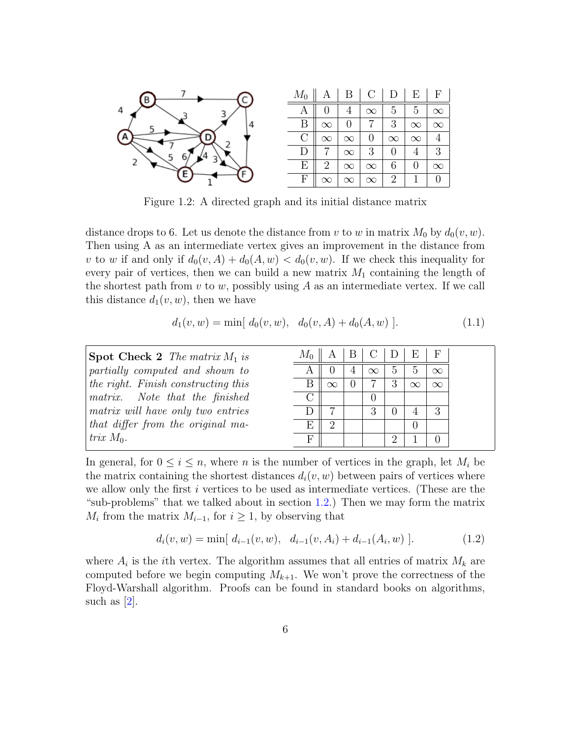| $M_0$ | A | B | C | D | E | F |
|---|---|---|---|---|---|---|
| A | 0 | 4 | $\infty$ | 5 | 5 | $\infty$ |
| B | $\infty$ | 0 | 7 | 3 | $\infty$ | $\infty$ |
| C | $\infty$ | $\infty$ | 0 | $\infty$ | $\infty$ | 4 |
| D | 7 | $\infty$ | 3 | 0 | 4 | 3 |
| E | 2 | $\infty$ | $\infty$ | 6 | 0 | $\infty$ |
| F | $\infty$ | $\infty$ | $\infty$ | 2 | 1 | 0 |

Figure 1.2: A directed graph and its initial distance matrix

distance drops to 6. Let us denote the distance from $v$ to $w$ in matrix $M_0$ by $d_0(v, w)$. Then using A as an intermediate vertex gives an improvement in the distance from $v$ to $w$ if and only if $d_0(v, A) + d_0(A, w) < d_0(v, w)$. If we check this inequality for every pair of vertices, then we can build a new matrix $M_1$ containing the length of the shortest path from $v$ to $w$, possibly using $A$ as an intermediate vertex. If we call this distance $d_1(v, w)$, then we have

$$d_1(v, w) = \min[\ d_0(v, w),\quad d_0(v, A) + d_0(A, w)\ ]. \tag{1.1}$$

**Spot Check 2** *The matrix $M_1$ is partially computed and shown to the right. Finish constructing this matrix. Note that the finished matrix will have only two entries that differ from the original matrix $M_0$.*

| $M_0$ | A | B | C | D | E | F |
|---|---|---|---|---|---|---|
| A | 0 | 4 | $\infty$ | 5 | 5 | $\infty$ |
| B | $\infty$ | 0 | 7 | 3 | $\infty$ | $\infty$ |
| C | | | 0 | | | |
| D | 7 | | 3 | 0 | 4 | 3 |
| E | 2 | | | | 0 | |
| F | | | | 2 | 1 | 0 |

In general, for $0 \leq i \leq n$, where $n$ is the number of vertices in the graph, let $M_i$ be the matrix containing the shortest distances $d_i(v, w)$ between pairs of vertices where we allow only the first $i$ vertices to be used as intermediate vertices. (These are the "sub-problems" that we talked about in section 1.2.) Then we may form the matrix $M_i$ from the matrix $M_{i-1}$, for $i \geq 1$, by observing that

$$d_i(v, w) = \min[\ d_{i-1}(v, w),\quad d_{i-1}(v, A_i) + d_{i-1}(A_i, w)\ ]. \tag{1.2}$$

where $A_i$ is the $i$th vertex. The algorithm assumes that all entries of matrix $M_k$ are computed before we begin computing $M_{k+1}$. We won't prove the correctness of the Floyd-Warshall algorithm. Proofs can be found in standard books on algorithms, such as [2].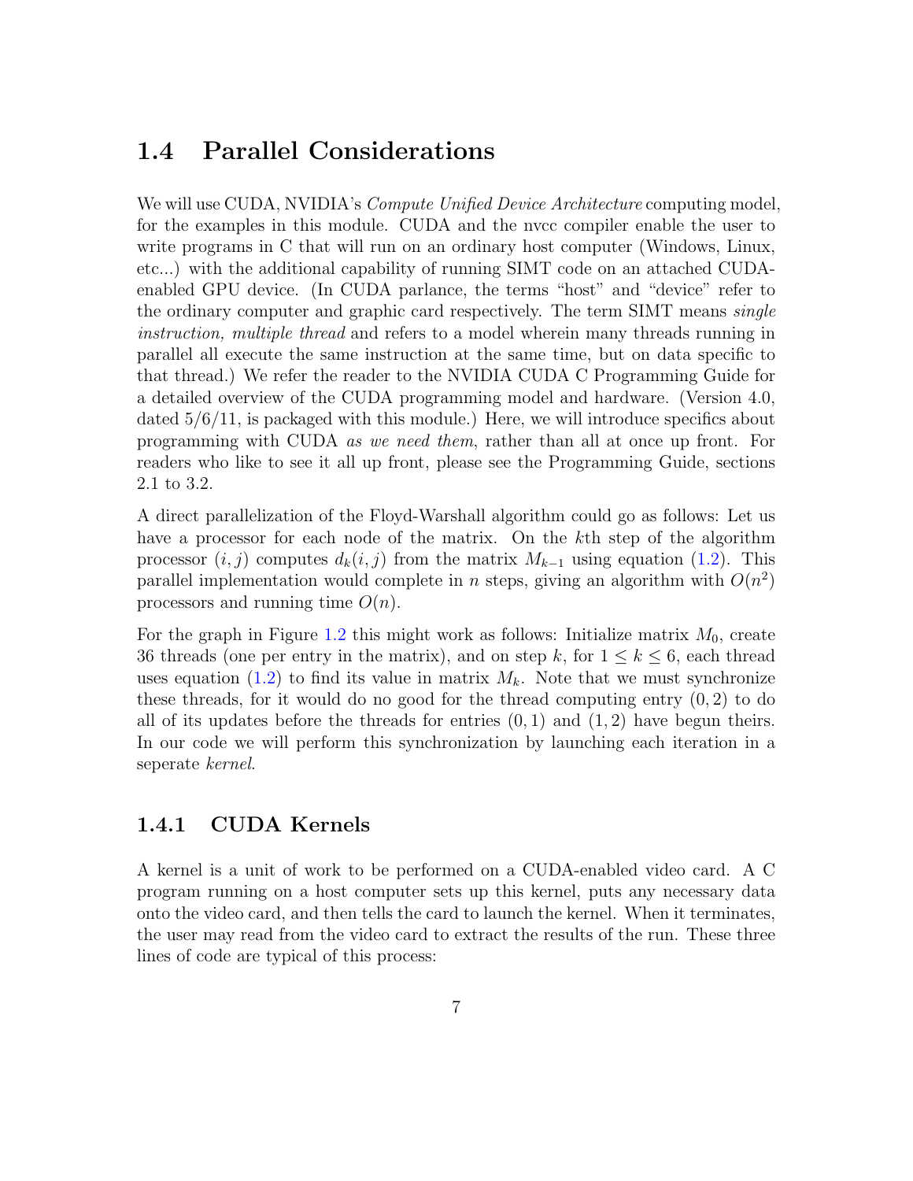## 1.4 Parallel Considerations

We will use CUDA, NVIDIA's *Compute Unified Device Architecture* computing model, for the examples in this module. CUDA and the nvcc compiler enable the user to write programs in C that will run on an ordinary host computer (Windows, Linux, etc...) with the additional capability of running SIMT code on an attached CUDA-enabled GPU device. (In CUDA parlance, the terms "host" and "device" refer to the ordinary computer and graphic card respectively. The term SIMT means *single instruction, multiple thread* and refers to a model wherein many threads running in parallel all execute the same instruction at the same time, but on data specific to that thread.) We refer the reader to the NVIDIA CUDA C Programming Guide for a detailed overview of the CUDA programming model and hardware. (Version 4.0, dated 5/6/11, is packaged with this module.) Here, we will introduce specifics about programming with CUDA *as we need them*, rather than all at once up front. For readers who like to see it all up front, please see the Programming Guide, sections 2.1 to 3.2.

A direct parallelization of the Floyd-Warshall algorithm could go as follows: Let us have a processor for each node of the matrix. On the $k$th step of the algorithm processor $(i, j)$ computes $d_k(i, j)$ from the matrix $M_{k-1}$ using equation (1.2). This parallel implementation would complete in $n$ steps, giving an algorithm with $O(n^2)$ processors and running time $O(n)$.

For the graph in Figure 1.2 this might work as follows: Initialize matrix $M_0$, create 36 threads (one per entry in the matrix), and on step $k$, for $1 \leq k \leq 6$, each thread uses equation (1.2) to find its value in matrix $M_k$. Note that we must synchronize these threads, for it would do no good for the thread computing entry $(0, 2)$ to do all of its updates before the threads for entries $(0, 1)$ and $(1, 2)$ have begun theirs. In our code we will perform this synchronization by launching each iteration in a seperate *kernel*.

### 1.4.1 CUDA Kernels

A kernel is a unit of work to be performed on a CUDA-enabled video card. A C program running on a host computer sets up this kernel, puts any necessary data onto the video card, and then tells the card to launch the kernel. When it terminates, the user may read from the video card to extract the results of the run. These three lines of code are typical of this process: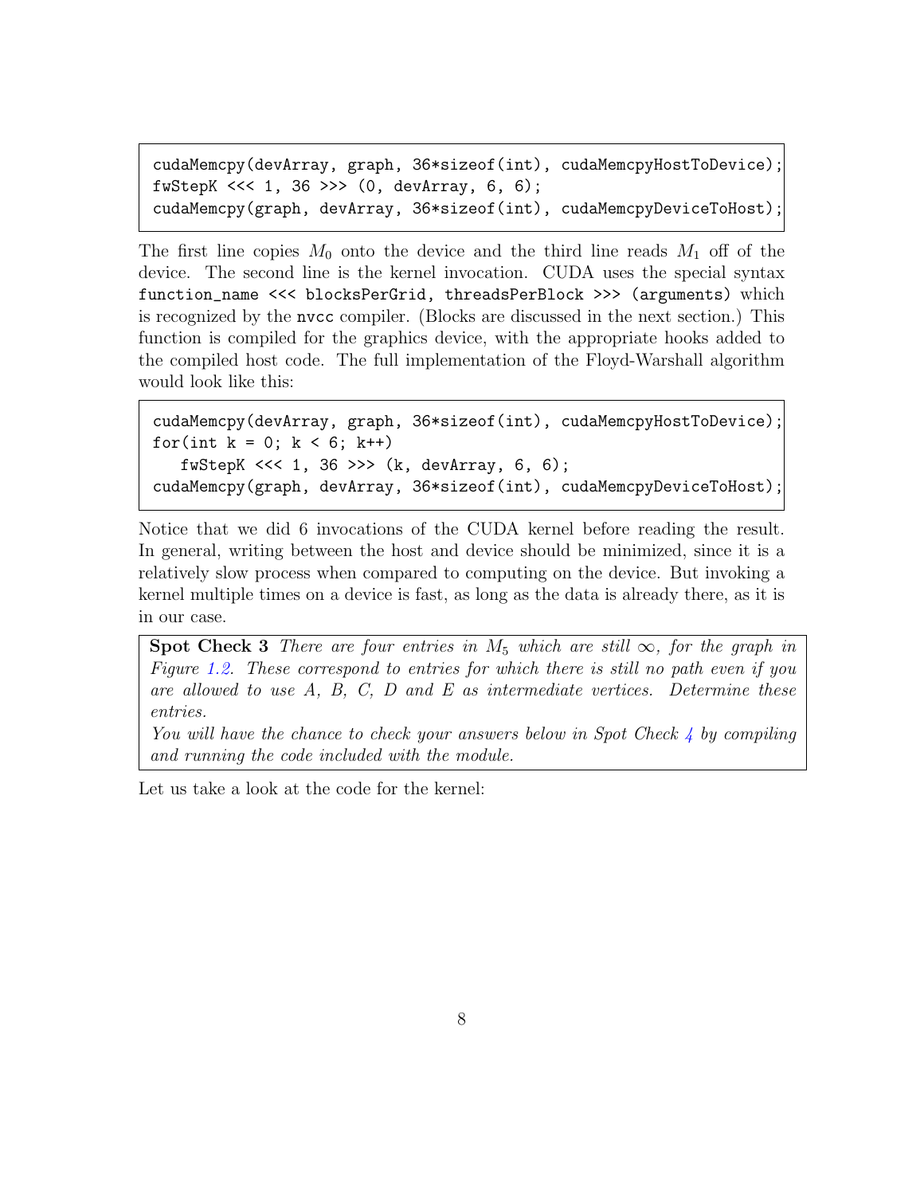```
cudaMemcpy(devArray, graph, 36*sizeof(int), cudaMemcpyHostToDevice);
fwStepK <<< 1, 36 >>> (0, devArray, 6, 6);
cudaMemcpy(graph, devArray, 36*sizeof(int), cudaMemcpyDeviceToHost);
```

The first line copies $M_0$ onto the device and the third line reads $M_1$ off of the device. The second line is the kernel invocation. CUDA uses the special syntax `function_name <<< blocksPerGrid, threadsPerBlock >>> (arguments)` which is recognized by the `nvcc` compiler. (Blocks are discussed in the next section.) This function is compiled for the graphics device, with the appropriate hooks added to the compiled host code. The full implementation of the Floyd-Warshall algorithm would look like this:

```
cudaMemcpy(devArray, graph, 36*sizeof(int), cudaMemcpyHostToDevice);
for(int k = 0; k < 6; k++)
   fwStepK <<< 1, 36 >>> (k, devArray, 6, 6);
cudaMemcpy(graph, devArray, 36*sizeof(int), cudaMemcpyDeviceToHost);
```

Notice that we did 6 invocations of the CUDA kernel before reading the result. In general, writing between the host and device should be minimized, since it is a relatively slow process when compared to computing on the device. But invoking a kernel multiple times on a device is fast, as long as the data is already there, as it is in our case.

**Spot Check 3** *There are four entries in $M_5$ which are still $\infty$, for the graph in Figure 1.2. These correspond to entries for which there is still no path even if you are allowed to use A, B, C, D and E as intermediate vertices. Determine these entries.*
*You will have the chance to check your answers below in Spot Check 4 by compiling and running the code included with the module.*

Let us take a look at the code for the kernel: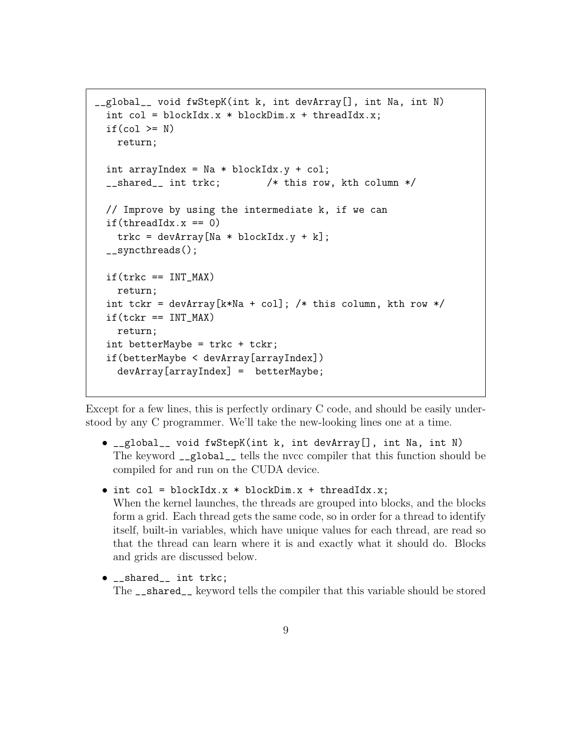```
__global__ void fwStepK(int k, int devArray[], int Na, int N)
  int col = blockIdx.x * blockDim.x + threadIdx.x;
  if(col >= N)
    return;

  int arrayIndex = Na * blockIdx.y + col;
  __shared__ int trkc;        /* this row, kth column */

  // Improve by using the intermediate k, if we can
  if(threadIdx.x == 0)
    trkc = devArray[Na * blockIdx.y + k];
  __syncthreads();

  if(trkc == INT_MAX)
    return;
  int tckr = devArray[k*Na + col]; /* this column, kth row */
  if(tckr == INT_MAX)
    return;
  int betterMaybe = trkc + tckr;
  if(betterMaybe < devArray[arrayIndex])
    devArray[arrayIndex] =  betterMaybe;
```

Except for a few lines, this is perfectly ordinary C code, and should be easily understood by any C programmer. We'll take the new-looking lines one at a time.

- `__global__ void fwStepK(int k, int devArray[], int Na, int N)`
  The keyword `__global__` tells the nvcc compiler that this function should be compiled for and run on the CUDA device.

- `int col = blockIdx.x * blockDim.x + threadIdx.x;`
  When the kernel launches, the threads are grouped into blocks, and the blocks form a grid. Each thread gets the same code, so in order for a thread to identify itself, built-in variables, which have unique values for each thread, are read so that the thread can learn where it is and exactly what it should do. Blocks and grids are discussed below.

- `__shared__ int trkc;`
  The `__shared__` keyword tells the compiler that this variable should be stored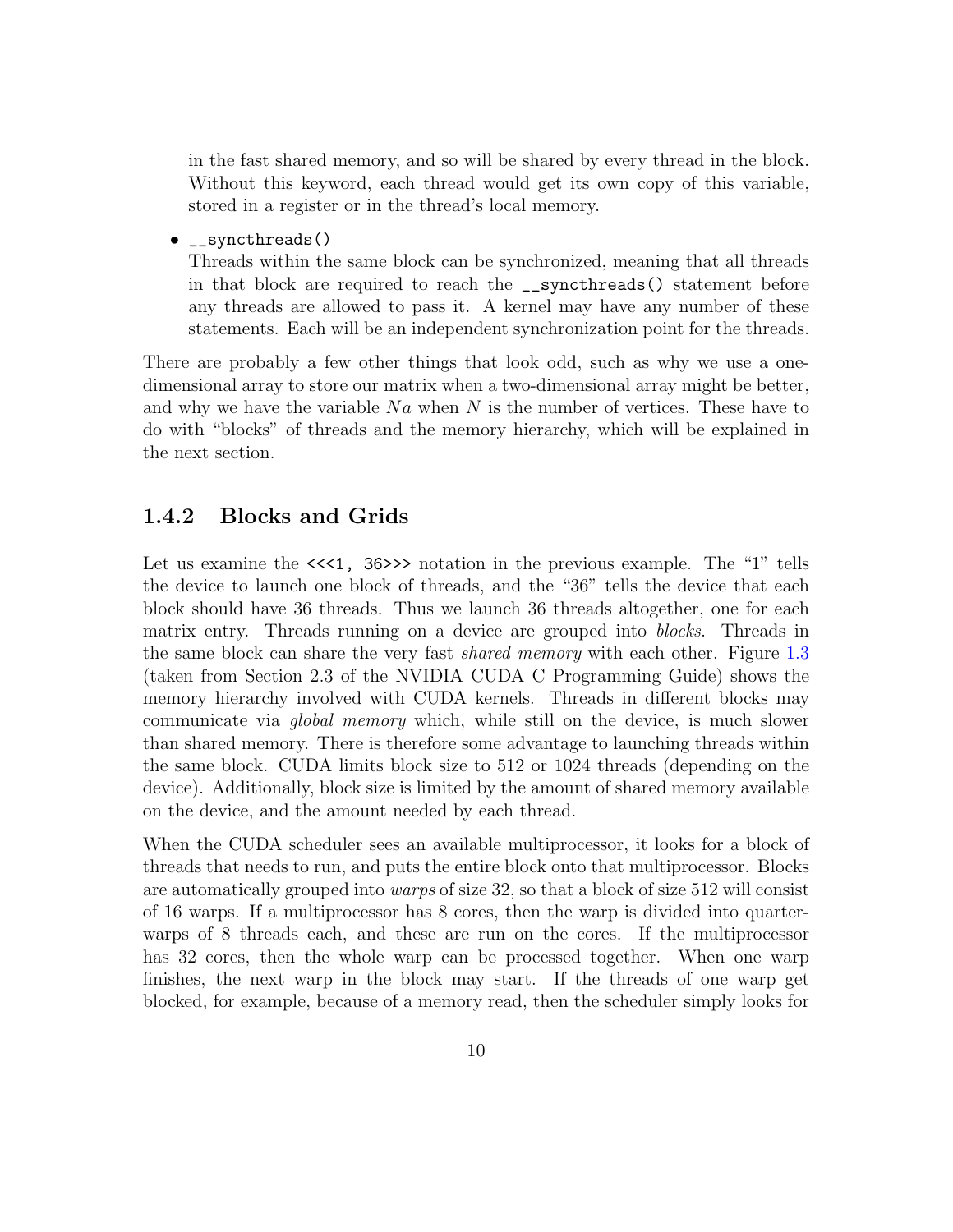in the fast shared memory, and so will be shared by every thread in the block. Without this keyword, each thread would get its own copy of this variable, stored in a register or in the thread's local memory.

- `__syncthreads()`
  Threads within the same block can be synchronized, meaning that all threads in that block are required to reach the `__syncthreads()` statement before any threads are allowed to pass it. A kernel may have any number of these statements. Each will be an independent synchronization point for the threads.

There are probably a few other things that look odd, such as why we use a one-dimensional array to store our matrix when a two-dimensional array might be better, and why we have the variable $Na$ when $N$ is the number of vertices. These have to do with "blocks" of threads and the memory hierarchy, which will be explained in the next section.

### 1.4.2 Blocks and Grids

Let us examine the `<<<1, 36>>>` notation in the previous example. The "1" tells the device to launch one block of threads, and the "36" tells the device that each block should have 36 threads. Thus we launch 36 threads altogether, one for each matrix entry. Threads running on a device are grouped into *blocks*. Threads in the same block can share the very fast *shared memory* with each other. Figure 1.3 (taken from Section 2.3 of the NVIDIA CUDA C Programming Guide) shows the memory hierarchy involved with CUDA kernels. Threads in different blocks may communicate via *global memory* which, while still on the device, is much slower than shared memory. There is therefore some advantage to launching threads within the same block. CUDA limits block size to 512 or 1024 threads (depending on the device). Additionally, block size is limited by the amount of shared memory available on the device, and the amount needed by each thread.

When the CUDA scheduler sees an available multiprocessor, it looks for a block of threads that needs to run, and puts the entire block onto that multiprocessor. Blocks are automatically grouped into *warps* of size 32, so that a block of size 512 will consist of 16 warps. If a multiprocessor has 8 cores, then the warp is divided into quarter-warps of 8 threads each, and these are run on the cores. If the multiprocessor has 32 cores, then the whole warp can be processed together. When one warp finishes, the next warp in the block may start. If the threads of one warp get blocked, for example, because of a memory read, then the scheduler simply looks for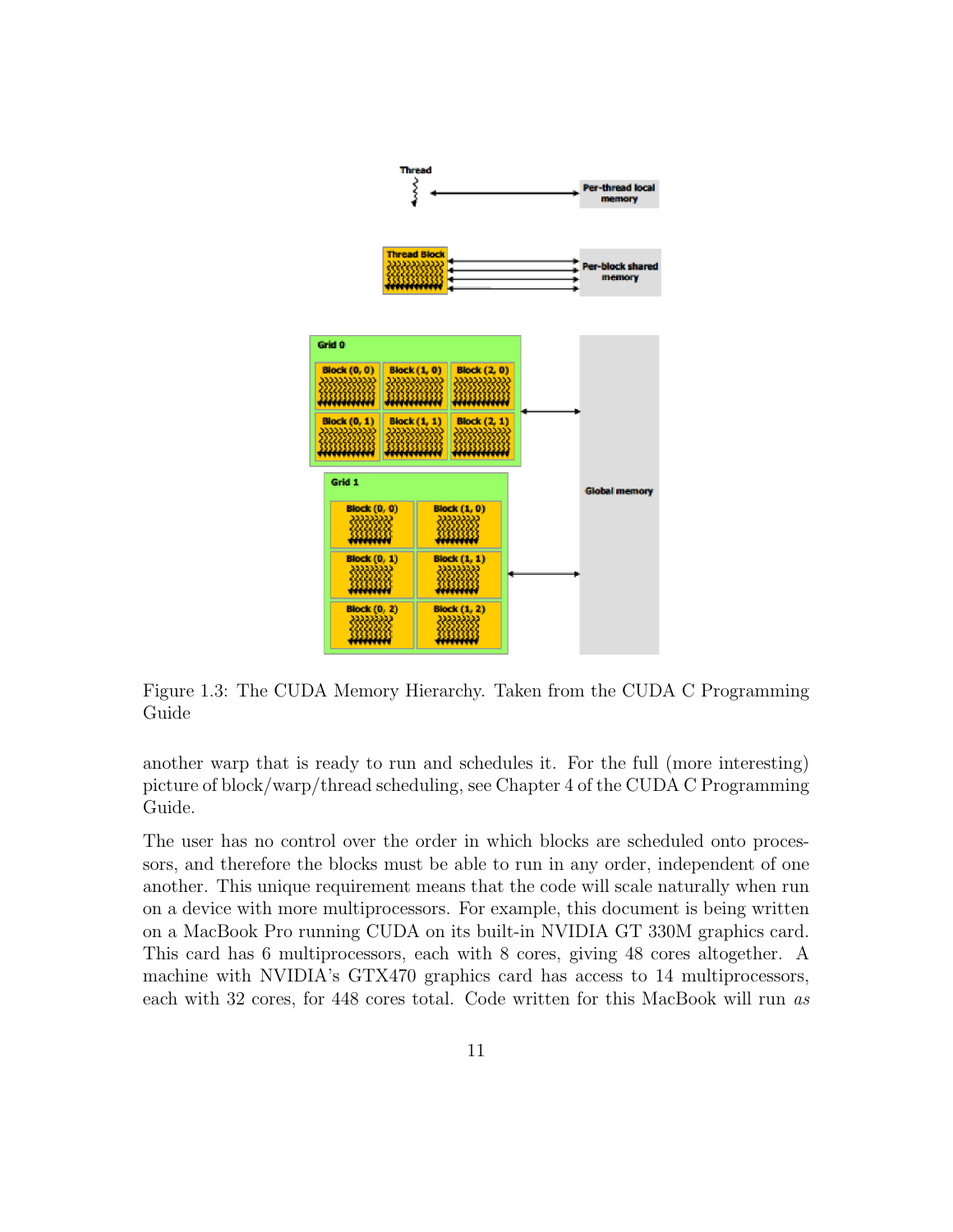Figure 1.3: The CUDA Memory Hierarchy. Taken from the CUDA C Programming Guide

another warp that is ready to run and schedules it. For the full (more interesting) picture of block/warp/thread scheduling, see Chapter 4 of the CUDA C Programming Guide.

The user has no control over the order in which blocks are scheduled onto processors, and therefore the blocks must be able to run in any order, independent of one another. This unique requirement means that the code will scale naturally when run on a device with more multiprocessors. For example, this document is being written on a MacBook Pro running CUDA on its built-in NVIDIA GT 330M graphics card. This card has 6 multiprocessors, each with 8 cores, giving 48 cores altogether. A machine with NVIDIA's GTX470 graphics card has access to 14 multiprocessors, each with 32 cores, for 448 cores total. Code written for this MacBook will run *as*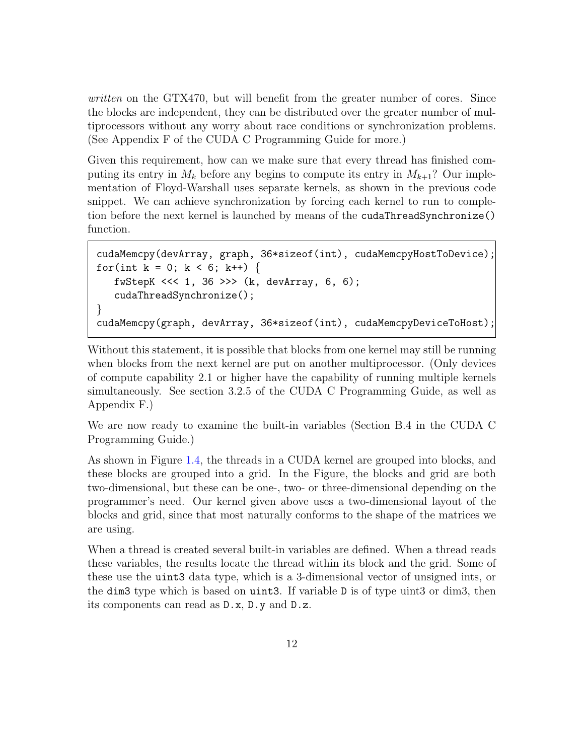*written* on the GTX470, but will benefit from the greater number of cores. Since the blocks are independent, they can be distributed over the greater number of multiprocessors without any worry about race conditions or synchronization problems. (See Appendix F of the CUDA C Programming Guide for more.)

Given this requirement, how can we make sure that every thread has finished computing its entry in $M_k$ before any begins to compute its entry in $M_{k+1}$? Our implementation of Floyd-Warshall uses separate kernels, as shown in the previous code snippet. We can achieve synchronization by forcing each kernel to run to completion before the next kernel is launched by means of the `cudaThreadSynchronize()` function.

```
cudaMemcpy(devArray, graph, 36*sizeof(int), cudaMemcpyHostToDevice);
for(int k = 0; k < 6; k++) {
   fwStepK <<< 1, 36 >>> (k, devArray, 6, 6);
   cudaThreadSynchronize();
}
cudaMemcpy(graph, devArray, 36*sizeof(int), cudaMemcpyDeviceToHost);
```

Without this statement, it is possible that blocks from one kernel may still be running when blocks from the next kernel are put on another multiprocessor. (Only devices of compute capability 2.1 or higher have the capability of running multiple kernels simultaneously. See section 3.2.5 of the CUDA C Programming Guide, as well as Appendix F.)

We are now ready to examine the built-in variables (Section B.4 in the CUDA C Programming Guide.)

As shown in Figure 1.4, the threads in a CUDA kernel are grouped into blocks, and these blocks are grouped into a grid. In the Figure, the blocks and grid are both two-dimensional, but these can be one-, two- or three-dimensional depending on the programmer's need. Our kernel given above uses a two-dimensional layout of the blocks and grid, since that most naturally conforms to the shape of the matrices we are using.

When a thread is created several built-in variables are defined. When a thread reads these variables, the results locate the thread within its block and the grid. Some of these use the `uint3` data type, which is a 3-dimensional vector of unsigned ints, or the `dim3` type which is based on `uint3`. If variable `D` is of type uint3 or dim3, then its components can read as `D.x`, `D.y` and `D.z`.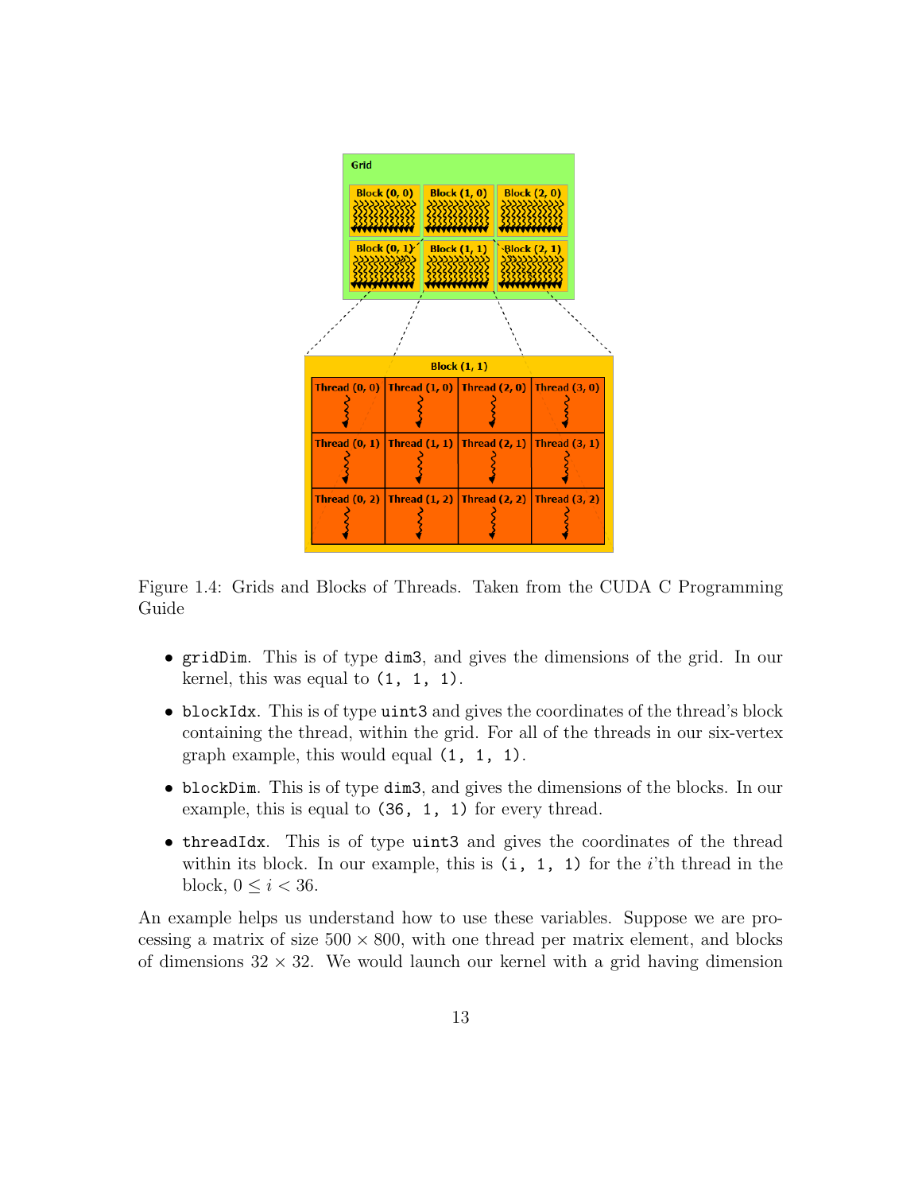Figure 1.4: Grids and Blocks of Threads. Taken from the CUDA C Programming Guide

- `gridDim`. This is of type `dim3`, and gives the dimensions of the grid. In our kernel, this was equal to `(1, 1, 1)`.
- `blockIdx`. This is of type `uint3` and gives the coordinates of the thread's block containing the thread, within the grid. For all of the threads in our six-vertex graph example, this would equal `(1, 1, 1)`.
- `blockDim`. This is of type `dim3`, and gives the dimensions of the blocks. In our example, this is equal to `(36, 1, 1)` for every thread.
- `threadIdx`. This is of type `uint3` and gives the coordinates of the thread within its block. In our example, this is `(i, 1, 1)` for the $i$'th thread in the block, $0 \leq i < 36$.

An example helps us understand how to use these variables. Suppose we are processing a matrix of size $500 \times 800$, with one thread per matrix element, and blocks of dimensions $32 \times 32$. We would launch our kernel with a grid having dimension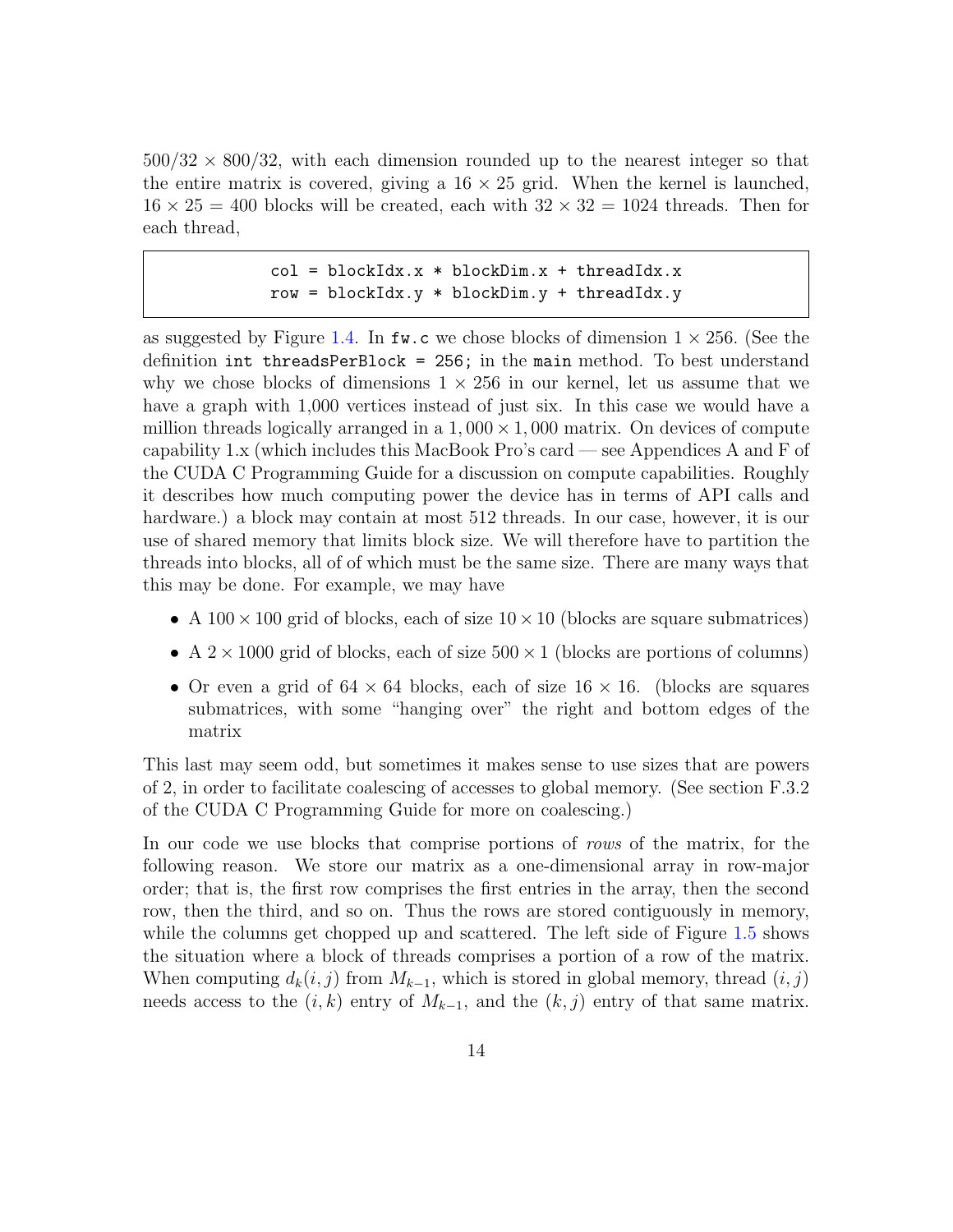$500/32 \times 800/32$, with each dimension rounded up to the nearest integer so that the entire matrix is covered, giving a $16 \times 25$ grid. When the kernel is launched, $16 \times 25 = 400$ blocks will be created, each with $32 \times 32 = 1024$ threads. Then for each thread,

```
col = blockIdx.x * blockDim.x + threadIdx.x
row = blockIdx.y * blockDim.y + threadIdx.y
```

as suggested by Figure 1.4. In `fw.c` we chose blocks of dimension $1 \times 256$. (See the definition `int threadsPerBlock = 256;` in the `main` method. To best understand why we chose blocks of dimensions $1 \times 256$ in our kernel, let us assume that we have a graph with 1,000 vertices instead of just six. In this case we would have a million threads logically arranged in a $1,000 \times 1,000$ matrix. On devices of compute capability 1.x (which includes this MacBook Pro's card — see Appendices A and F of the CUDA C Programming Guide for a discussion on compute capabilities. Roughly it describes how much computing power the device has in terms of API calls and hardware.) a block may contain at most 512 threads. In our case, however, it is our use of shared memory that limits block size. We will therefore have to partition the threads into blocks, all of of which must be the same size. There are many ways that this may be done. For example, we may have

- A $100 \times 100$ grid of blocks, each of size $10 \times 10$ (blocks are square submatrices)
- A $2 \times 1000$ grid of blocks, each of size $500 \times 1$ (blocks are portions of columns)
- Or even a grid of $64 \times 64$ blocks, each of size $16 \times 16$. (blocks are squares submatrices, with some "hanging over" the right and bottom edges of the matrix

This last may seem odd, but sometimes it makes sense to use sizes that are powers of 2, in order to facilitate coalescing of accesses to global memory. (See section F.3.2 of the CUDA C Programming Guide for more on coalescing.)

In our code we use blocks that comprise portions of *rows* of the matrix, for the following reason. We store our matrix as a one-dimensional array in row-major order; that is, the first row comprises the first entries in the array, then the second row, then the third, and so on. Thus the rows are stored contiguously in memory, while the columns get chopped up and scattered. The left side of Figure 1.5 shows the situation where a block of threads comprises a portion of a row of the matrix. When computing $d_k(i,j)$ from $M_{k-1}$, which is stored in global memory, thread $(i,j)$ needs access to the $(i,k)$ entry of $M_{k-1}$, and the $(k,j)$ entry of that same matrix.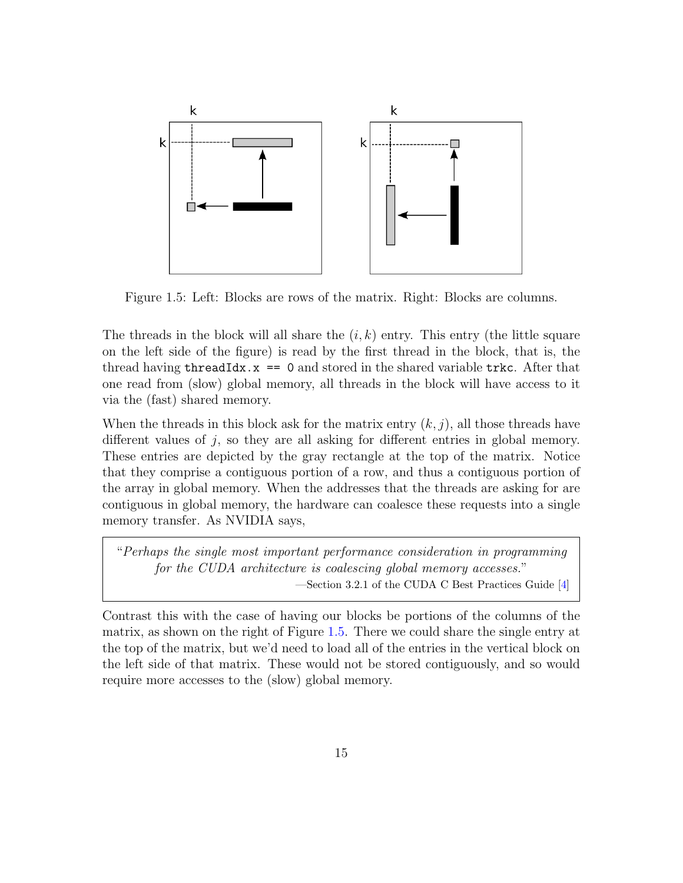Figure 1.5: Left: Blocks are rows of the matrix. Right: Blocks are columns.

The threads in the block will all share the $(i, k)$ entry. This entry (the little square on the left side of the figure) is read by the first thread in the block, that is, the thread having `threadIdx.x == 0` and stored in the shared variable `trkc`. After that one read from (slow) global memory, all threads in the block will have access to it via the (fast) shared memory.

When the threads in this block ask for the matrix entry $(k, j)$, all those threads have different values of $j$, so they are all asking for different entries in global memory. These entries are depicted by the gray rectangle at the top of the matrix. Notice that they comprise a contiguous portion of a row, and thus a contiguous portion of the array in global memory. When the addresses that the threads are asking for are contiguous in global memory, the hardware can coalesce these requests into a single memory transfer. As NVIDIA says,

> "*Perhaps the single most important performance consideration in programming for the CUDA architecture is coalescing global memory accesses.*"
>
> —Section 3.2.1 of the CUDA C Best Practices Guide [4]

Contrast this with the case of having our blocks be portions of the columns of the matrix, as shown on the right of Figure 1.5. There we could share the single entry at the top of the matrix, but we'd need to load all of the entries in the vertical block on the left side of that matrix. These would not be stored contiguously, and so would require more accesses to the (slow) global memory.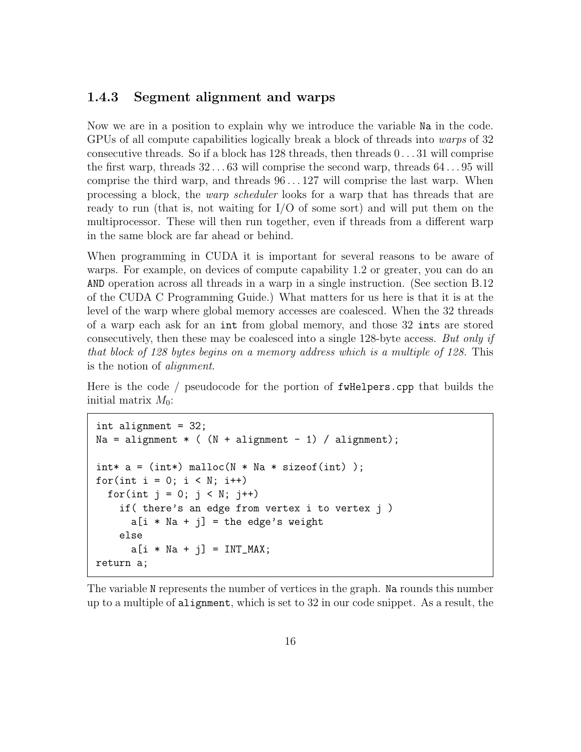### 1.4.3 Segment alignment and warps

Now we are in a position to explain why we introduce the variable Na in the code. GPUs of all compute capabilities logically break a block of threads into *warps* of 32 consecutive threads. So if a block has 128 threads, then threads $0 \dots 31$ will comprise the first warp, threads $32 \dots 63$ will comprise the second warp, threads $64 \dots 95$ will comprise the third warp, and threads $96 \dots 127$ will comprise the last warp. When processing a block, the *warp scheduler* looks for a warp that has threads that are ready to run (that is, not waiting for I/O of some sort) and will put them on the multiprocessor. These will then run together, even if threads from a different warp in the same block are far ahead or behind.

When programming in CUDA it is important for several reasons to be aware of warps. For example, on devices of compute capability 1.2 or greater, you can do an AND operation across all threads in a warp in a single instruction. (See section B.12 of the CUDA C Programming Guide.) What matters for us here is that it is at the level of the warp where global memory accesses are coalesced. When the 32 threads of a warp each ask for an int from global memory, and those 32 ints are stored consecutively, then these may be coalesced into a single 128-byte access. *But only if that block of 128 bytes begins on a memory address which is a multiple of 128.* This is the notion of *alignment*.

Here is the code / pseudocode for the portion of fwHelpers.cpp that builds the initial matrix $M_0$:

```
int alignment = 32;
Na = alignment * ( (N + alignment - 1) / alignment);

int* a = (int*) malloc(N * Na * sizeof(int) );
for(int i = 0; i < N; i++)
  for(int j = 0; j < N; j++)
    if( there's an edge from vertex i to vertex j )
      a[i * Na + j] = the edge's weight
    else
      a[i * Na + j] = INT_MAX;
return a;
```

The variable N represents the number of vertices in the graph. Na rounds this number up to a multiple of alignment, which is set to 32 in our code snippet. As a result, the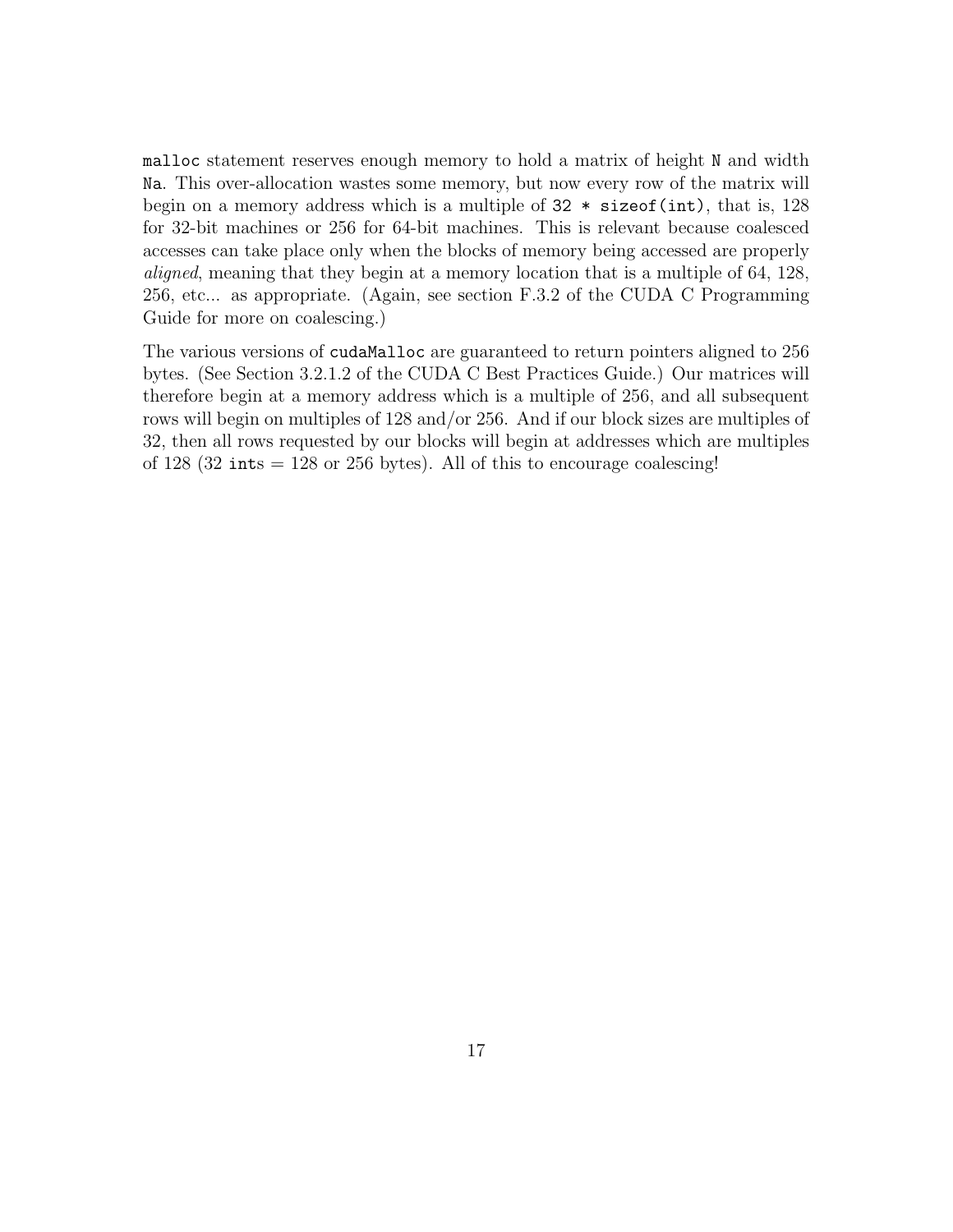`malloc` statement reserves enough memory to hold a matrix of height `N` and width `Na`. This over-allocation wastes some memory, but now every row of the matrix will begin on a memory address which is a multiple of `32 * sizeof(int)`, that is, 128 for 32-bit machines or 256 for 64-bit machines. This is relevant because coalesced accesses can take place only when the blocks of memory being accessed are properly *aligned*, meaning that they begin at a memory location that is a multiple of 64, 128, 256, etc... as appropriate. (Again, see section F.3.2 of the CUDA C Programming Guide for more on coalescing.)

The various versions of `cudaMalloc` are guaranteed to return pointers aligned to 256 bytes. (See Section 3.2.1.2 of the CUDA C Best Practices Guide.) Our matrices will therefore begin at a memory address which is a multiple of 256, and all subsequent rows will begin on multiples of 128 and/or 256. And if our block sizes are multiples of 32, then all rows requested by our blocks will begin at addresses which are multiples of 128 (32 `int`s = 128 or 256 bytes). All of this to encourage coalescing!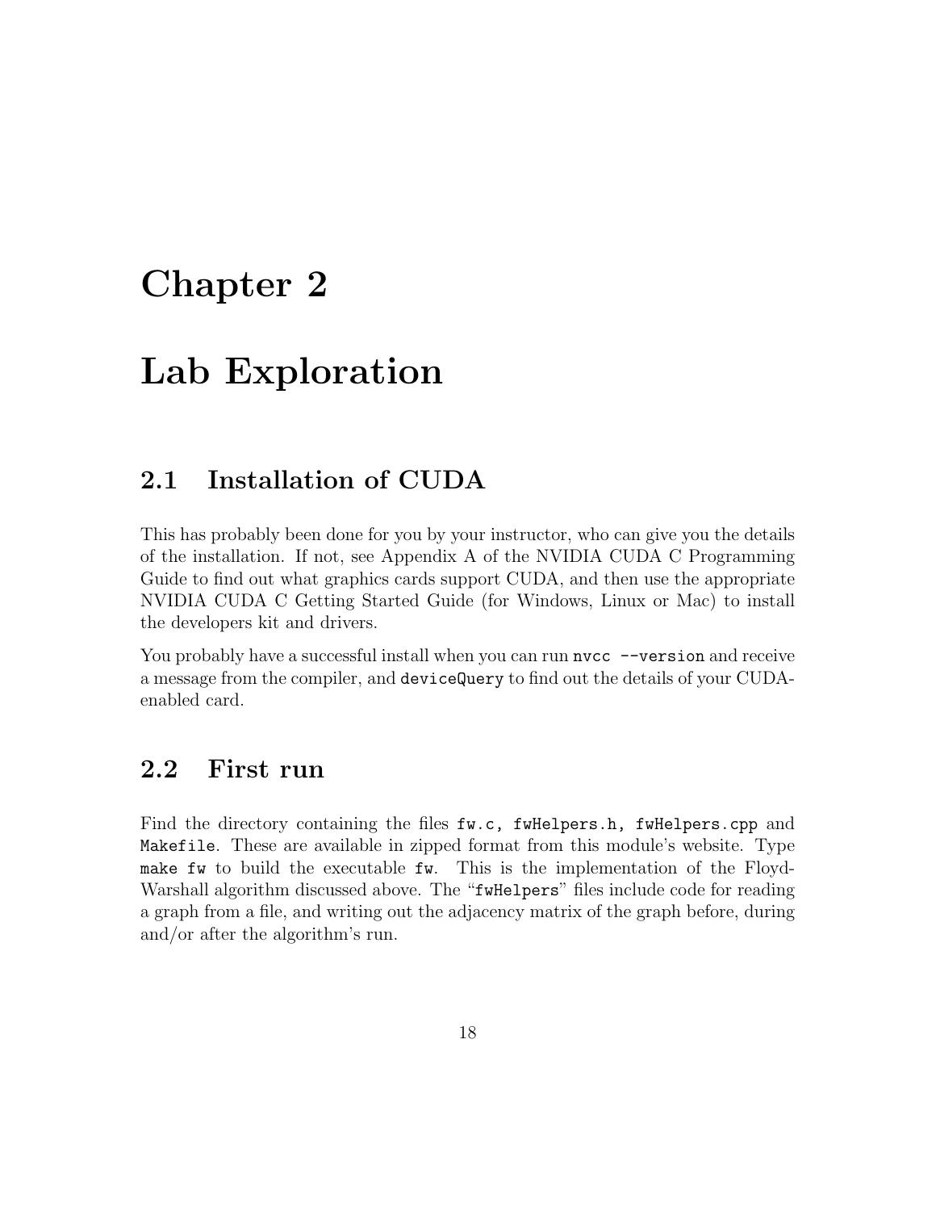# Chapter 2

# Lab Exploration

## 2.1 Installation of CUDA

This has probably been done for you by your instructor, who can give you the details of the installation. If not, see Appendix A of the NVIDIA CUDA C Programming Guide to find out what graphics cards support CUDA, and then use the appropriate NVIDIA CUDA C Getting Started Guide (for Windows, Linux or Mac) to install the developers kit and drivers.

You probably have a successful install when you can run `nvcc --version` and receive a message from the compiler, and `deviceQuery` to find out the details of your CUDA-enabled card.

## 2.2 First run

Find the directory containing the files `fw.c, fwHelpers.h, fwHelpers.cpp` and `Makefile`. These are available in zipped format from this module's website. Type `make fw` to build the executable `fw`. This is the implementation of the Floyd-Warshall algorithm discussed above. The "`fwHelpers`" files include code for reading a graph from a file, and writing out the adjacency matrix of the graph before, during and/or after the algorithm's run.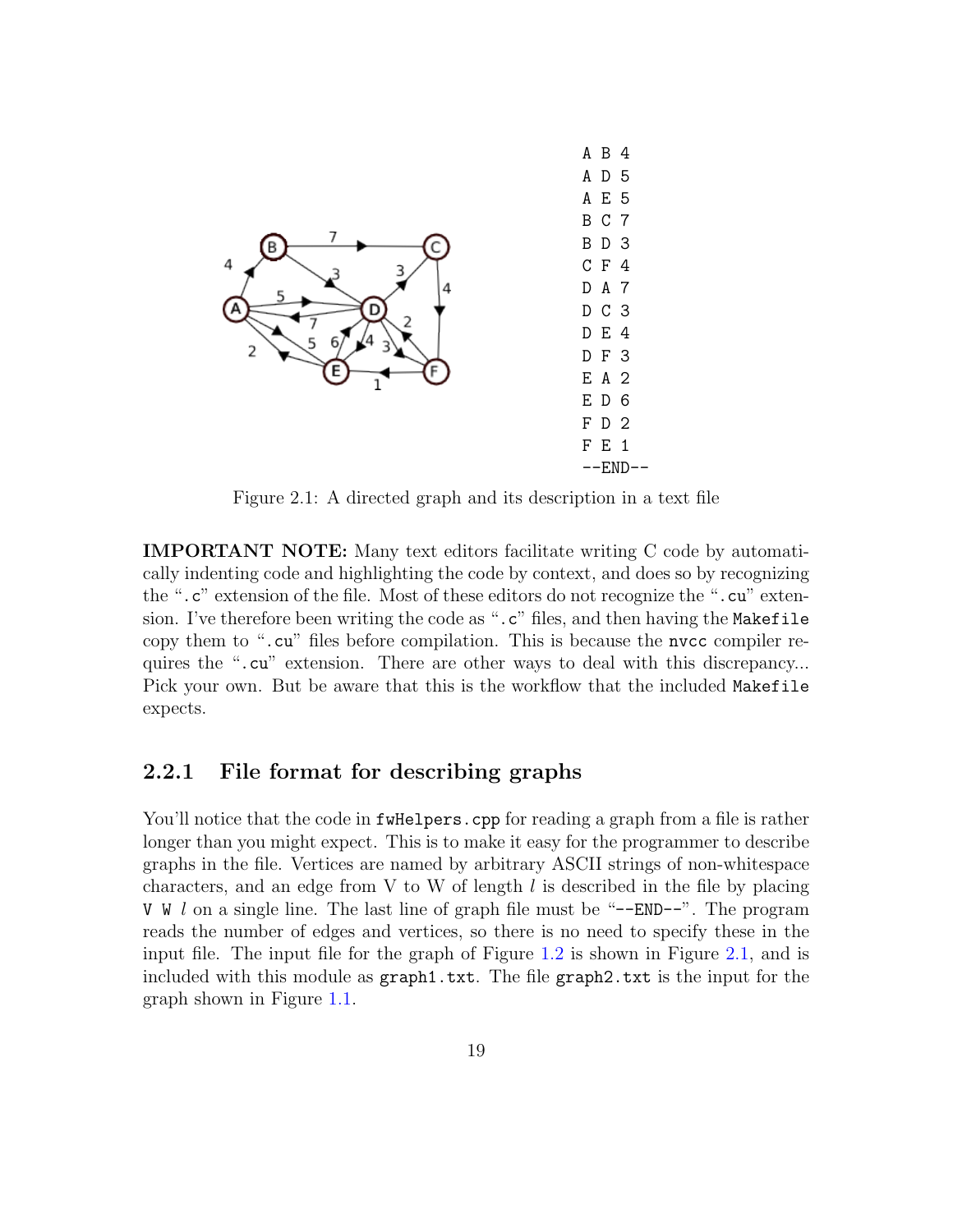```
A B 4
A D 5
A E 5
B C 7
B D 3
C F 4
D A 7
D C 3
D E 4
D F 3
E A 2
E D 6
F D 2
F E 1
--END--
```

Figure 2.1: A directed graph and its description in a text file

**IMPORTANT NOTE:** Many text editors facilitate writing C code by automatically indenting code and highlighting the code by context, and does so by recognizing the "`.c`" extension of the file. Most of these editors do not recognize the "`.cu`" extension. I've therefore been writing the code as "`.c`" files, and then having the `Makefile` copy them to "`.cu`" files before compilation. This is because the `nvcc` compiler requires the "`.cu`" extension. There are other ways to deal with this discrepancy... Pick your own. But be aware that this is the workflow that the included `Makefile` expects.

### 2.2.1 File format for describing graphs

You'll notice that the code in `fwHelpers.cpp` for reading a graph from a file is rather longer than you might expect. This is to make it easy for the programmer to describe graphs in the file. Vertices are named by arbitrary ASCII strings of non-whitespace characters, and an edge from V to W of length $l$ is described in the file by placing `V W` $l$ on a single line. The last line of graph file must be "`--END--`". The program reads the number of edges and vertices, so there is no need to specify these in the input file. The input file for the graph of Figure 1.2 is shown in Figure 2.1, and is included with this module as `graph1.txt`. The file `graph2.txt` is the input for the graph shown in Figure 1.1.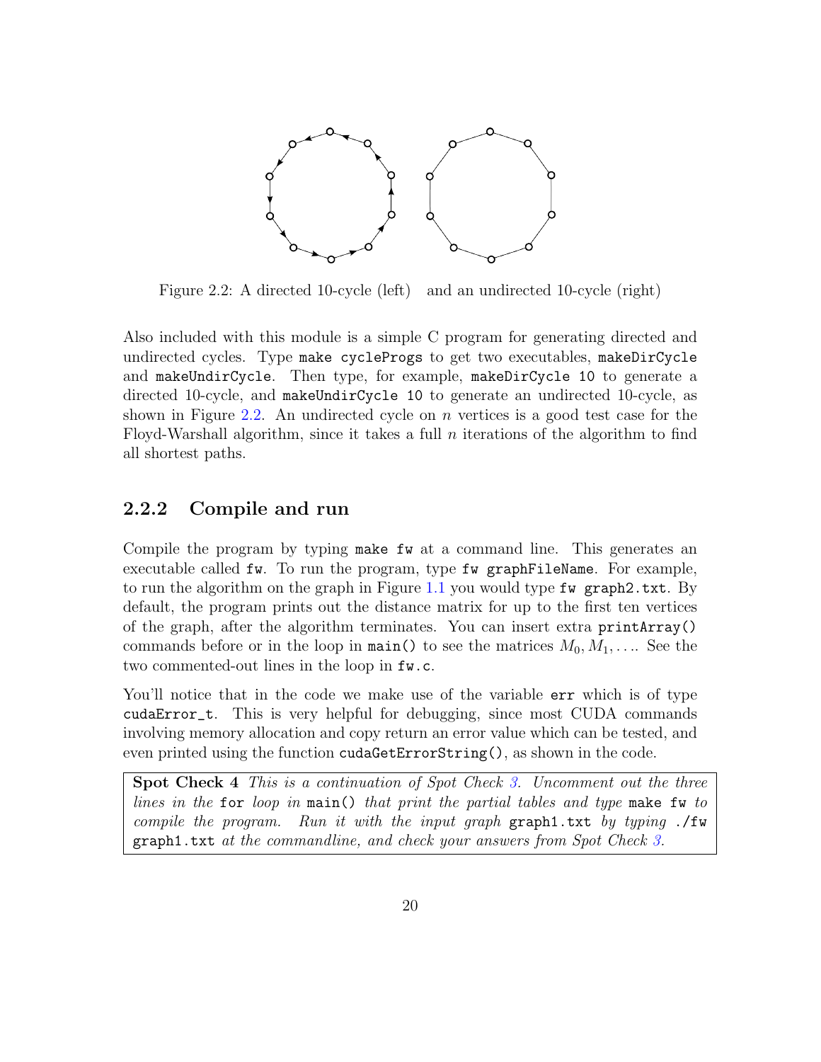Figure 2.2: A directed 10-cycle (left) and an undirected 10-cycle (right)

Also included with this module is a simple C program for generating directed and undirected cycles. Type `make cycleProgs` to get two executables, `makeDirCycle` and `makeUndirCycle`. Then type, for example, `makeDirCycle 10` to generate a directed 10-cycle, and `makeUndirCycle 10` to generate an undirected 10-cycle, as shown in Figure 2.2. An undirected cycle on $n$ vertices is a good test case for the Floyd-Warshall algorithm, since it takes a full $n$ iterations of the algorithm to find all shortest paths.

### 2.2.2 Compile and run

Compile the program by typing `make fw` at a command line. This generates an executable called `fw`. To run the program, type `fw graphFileName`. For example, to run the algorithm on the graph in Figure 1.1 you would type `fw graph2.txt`. By default, the program prints out the distance matrix for up to the first ten vertices of the graph, after the algorithm terminates. You can insert extra `printArray()` commands before or in the loop in `main()` to see the matrices $M_0, M_1, \ldots$. See the two commented-out lines in the loop in `fw.c`.

You'll notice that in the code we make use of the variable `err` which is of type `cudaError_t`. This is very helpful for debugging, since most CUDA commands involving memory allocation and copy return an error value which can be tested, and even printed using the function `cudaGetErrorString()`, as shown in the code.

**Spot Check 4** *This is a continuation of Spot Check 3. Uncomment out the three lines in the* `for` *loop in* `main()` *that print the partial tables and type* `make fw` *to compile the program. Run it with the input graph* `graph1.txt` *by typing* `./fw graph1.txt` *at the commandline, and check your answers from Spot Check 3.*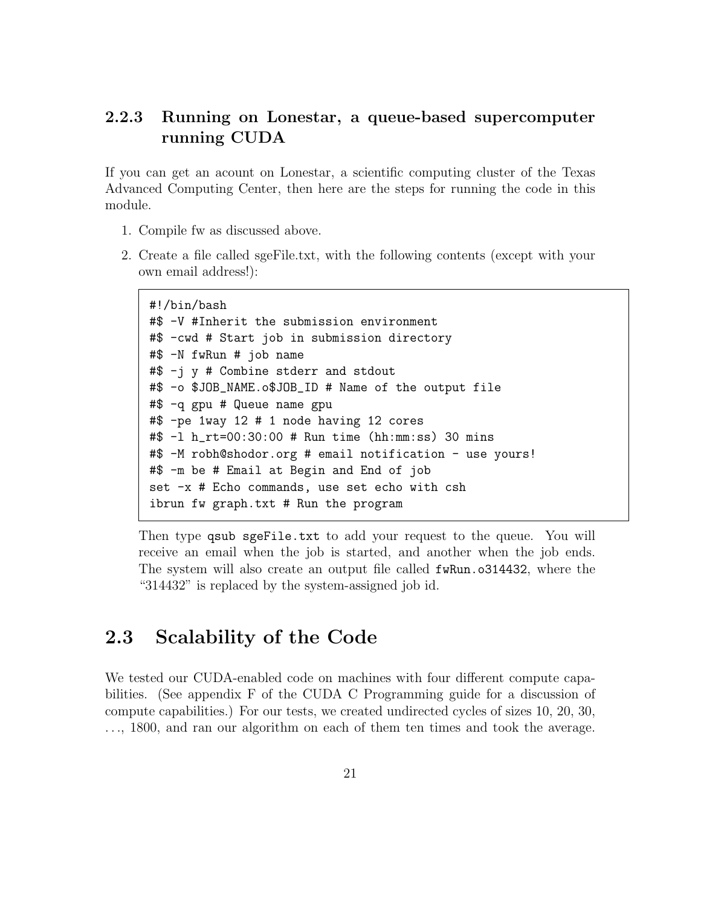### 2.2.3 Running on Lonestar, a queue-based supercomputer running CUDA

If you can get an acount on Lonestar, a scientific computing cluster of the Texas Advanced Computing Center, then here are the steps for running the code in this module.

1. Compile fw as discussed above.
2. Create a file called sgeFile.txt, with the following contents (except with your own email address!):

```
#!/bin/bash
#$ -V #Inherit the submission environment
#$ -cwd # Start job in submission directory
#$ -N fwRun # job name
#$ -j y # Combine stderr and stdout
#$ -o $JOB_NAME.o$JOB_ID # Name of the output file
#$ -q gpu # Queue name gpu
#$ -pe 1way 12 # 1 node having 12 cores
#$ -l h_rt=00:30:00 # Run time (hh:mm:ss) 30 mins
#$ -M robh@shodor.org # email notification - use yours!
#$ -m be # Email at Begin and End of job
set -x # Echo commands, use set echo with csh
ibrun fw graph.txt # Run the program
```

   Then type `qsub sgeFile.txt` to add your request to the queue. You will receive an email when the job is started, and another when the job ends. The system will also create an output file called `fwRun.o314432`, where the "314432" is replaced by the system-assigned job id.

## 2.3 Scalability of the Code

We tested our CUDA-enabled code on machines with four different compute capabilities. (See appendix F of the CUDA C Programming guide for a discussion of compute capabilities.) For our tests, we created undirected cycles of sizes 10, 20, 30, . . ., 1800, and ran our algorithm on each of them ten times and took the average.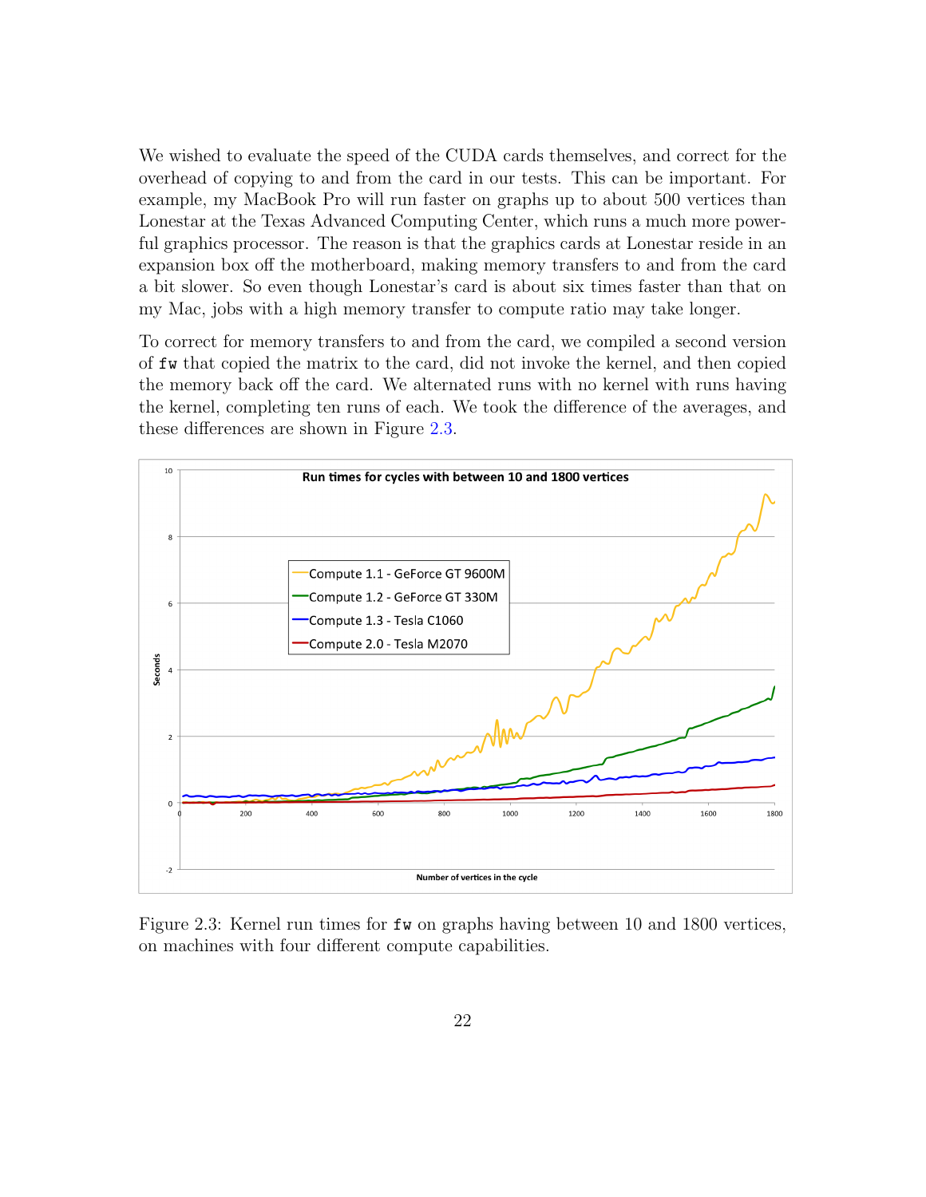We wished to evaluate the speed of the CUDA cards themselves, and correct for the overhead of copying to and from the card in our tests. This can be important. For example, my MacBook Pro will run faster on graphs up to about 500 vertices than Lonestar at the Texas Advanced Computing Center, which runs a much more powerful graphics processor. The reason is that the graphics cards at Lonestar reside in an expansion box off the motherboard, making memory transfers to and from the card a bit slower. So even though Lonestar's card is about six times faster than that on my Mac, jobs with a high memory transfer to compute ratio may take longer.

To correct for memory transfers to and from the card, we compiled a second version of `fw` that copied the matrix to the card, did not invoke the kernel, and then copied the memory back off the card. We alternated runs with no kernel with runs having the kernel, completing ten runs of each. We took the difference of the averages, and these differences are shown in Figure 2.3.

Figure 2.3: Kernel run times for `fw` on graphs having between 10 and 1800 vertices, on machines with four different compute capabilities.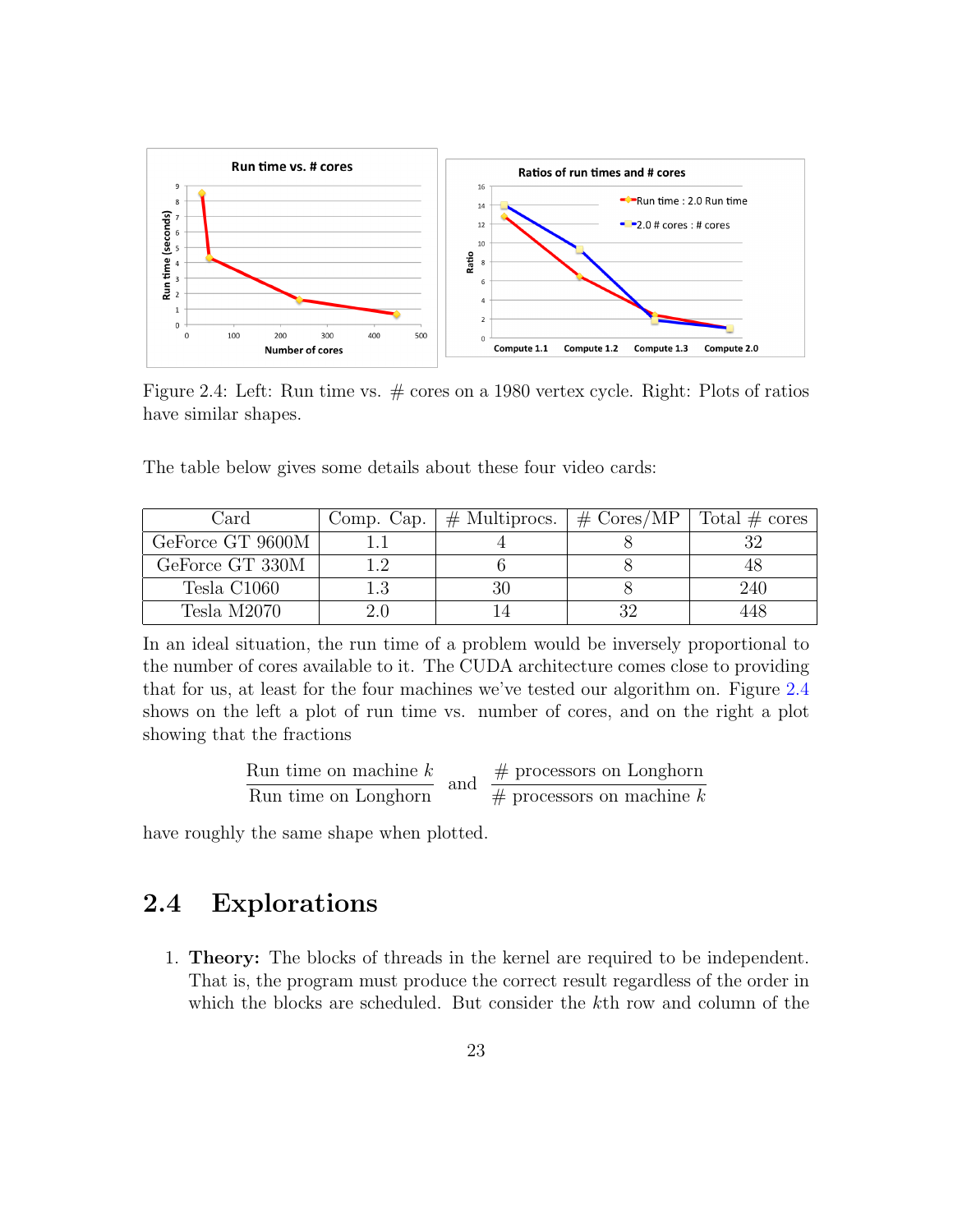Figure 2.4: Left: Run time vs. # cores on a 1980 vertex cycle. Right: Plots of ratios have similar shapes.

The table below gives some details about these four video cards:

| Card | Comp. Cap. | # Multiprocs. | # Cores/MP | Total # cores |
|---|---|---|---|---|
| GeForce GT 9600M | 1.1 | 4 | 8 | 32 |
| GeForce GT 330M | 1.2 | 6 | 8 | 48 |
| Tesla C1060 | 1.3 | 30 | 8 | 240 |
| Tesla M2070 | 2.0 | 14 | 32 | 448 |

In an ideal situation, the run time of a problem would be inversely proportional to the number of cores available to it. The CUDA architecture comes close to providing that for us, at least for the four machines we've tested our algorithm on. Figure 2.4 shows on the left a plot of run time vs. number of cores, and on the right a plot showing that the fractions

$$\frac{\text{Run time on machine } k}{\text{Run time on Longhorn}} \quad \text{and} \quad \frac{\#\text{ processors on Longhorn}}{\#\text{ processors on machine } k}$$

have roughly the same shape when plotted.

## 2.4 Explorations

1. **Theory:** The blocks of threads in the kernel are required to be independent. That is, the program must produce the correct result regardless of the order in which the blocks are scheduled. But consider the $k$th row and column of the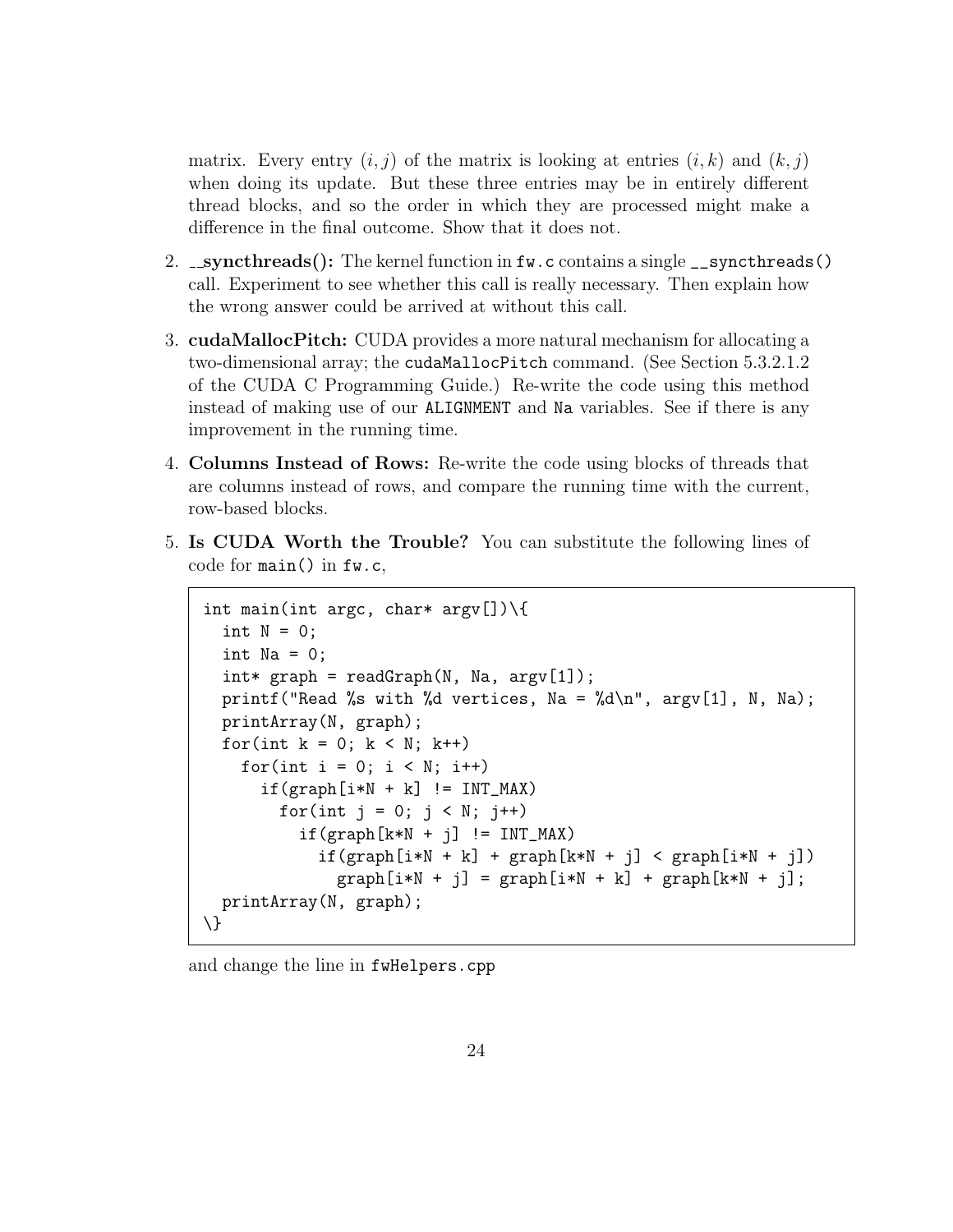matrix. Every entry $(i, j)$ of the matrix is looking at entries $(i, k)$ and $(k, j)$ when doing its update. But these three entries may be in entirely different thread blocks, and so the order in which they are processed might make a difference in the final outcome. Show that it does not.

2. **__syncthreads():** The kernel function in `fw.c` contains a single `__syncthreads()` call. Experiment to see whether this call is really necessary. Then explain how the wrong answer could be arrived at without this call.

3. **cudaMallocPitch:** CUDA provides a more natural mechanism for allocating a two-dimensional array; the `cudaMallocPitch` command. (See Section 5.3.2.1.2 of the CUDA C Programming Guide.) Re-write the code using this method instead of making use of our `ALIGNMENT` and `Na` variables. See if there is any improvement in the running time.

4. **Columns Instead of Rows:** Re-write the code using blocks of threads that are columns instead of rows, and compare the running time with the current, row-based blocks.

5. **Is CUDA Worth the Trouble?** You can substitute the following lines of code for `main()` in `fw.c`,

```
int main(int argc, char* argv[])\{
  int N = 0;
  int Na = 0;
  int* graph = readGraph(N, Na, argv[1]);
  printf("Read %s with %d vertices, Na = %d\n", argv[1], N, Na);
  printArray(N, graph);
  for(int k = 0; k < N; k++)
    for(int i = 0; i < N; i++)
      if(graph[i*N + k] != INT_MAX)
        for(int j = 0; j < N; j++)
          if(graph[k*N + j] != INT_MAX)
            if(graph[i*N + k] + graph[k*N + j] < graph[i*N + j])
              graph[i*N + j] = graph[i*N + k] + graph[k*N + j];
  printArray(N, graph);
\}
```

and change the line in `fwHelpers.cpp`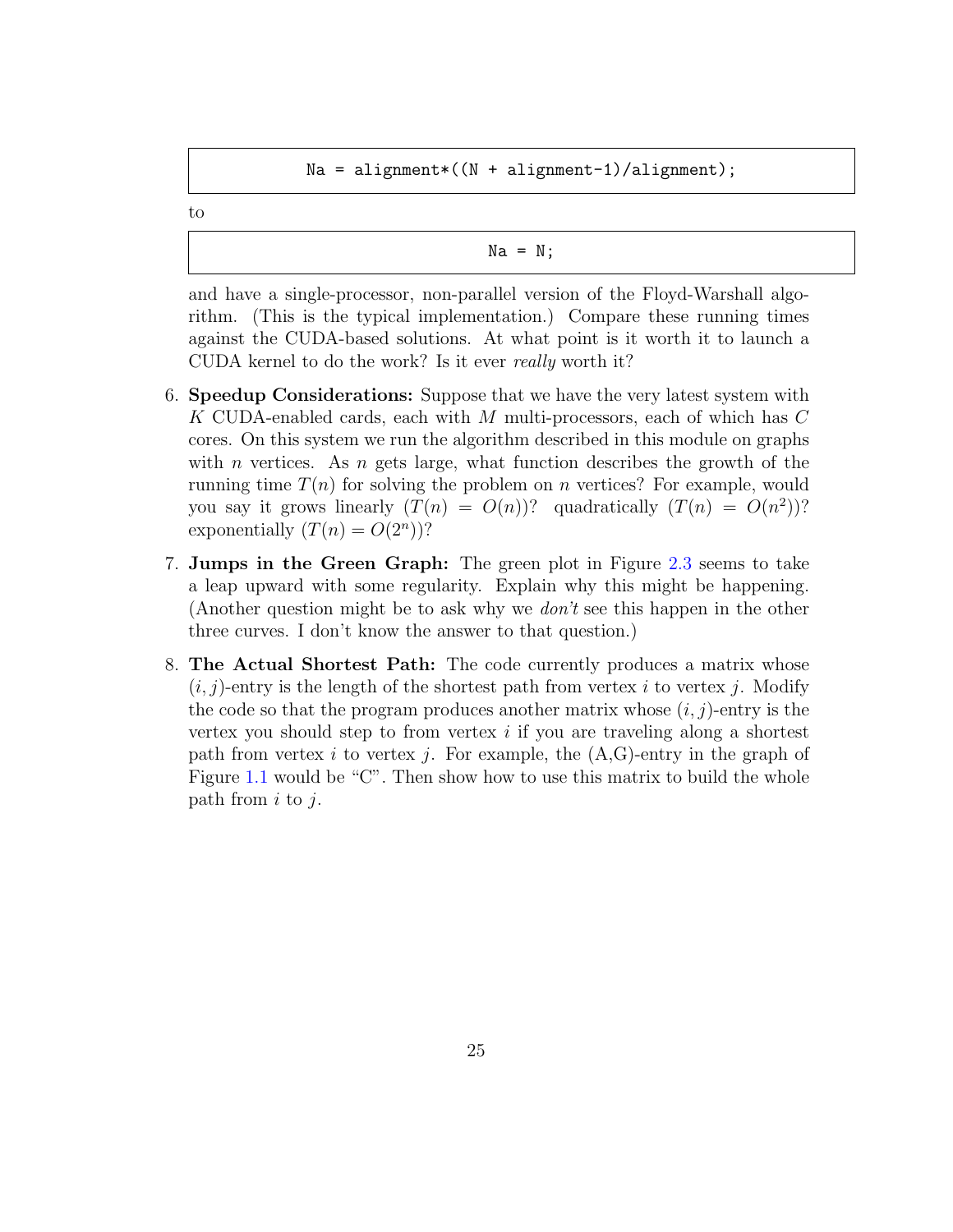```
Na = alignment*((N + alignment-1)/alignment);
```

to

```
Na = N;
```

and have a single-processor, non-parallel version of the Floyd-Warshall algorithm. (This is the typical implementation.) Compare these running times against the CUDA-based solutions. At what point is it worth it to launch a CUDA kernel to do the work? Is it ever *really* worth it?

6. **Speedup Considerations:** Suppose that we have the very latest system with $K$ CUDA-enabled cards, each with $M$ multi-processors, each of which has $C$ cores. On this system we run the algorithm described in this module on graphs with $n$ vertices. As $n$ gets large, what function describes the growth of the running time $T(n)$ for solving the problem on $n$ vertices? For example, would you say it grows linearly ($T(n) = O(n)$)? quadratically ($T(n) = O(n^2)$)? exponentially ($T(n) = O(2^n)$)?

7. **Jumps in the Green Graph:** The green plot in Figure 2.3 seems to take a leap upward with some regularity. Explain why this might be happening. (Another question might be to ask why we *don't* see this happen in the other three curves. I don't know the answer to that question.)

8. **The Actual Shortest Path:** The code currently produces a matrix whose $(i, j)$-entry is the length of the shortest path from vertex $i$ to vertex $j$. Modify the code so that the program produces another matrix whose $(i, j)$-entry is the vertex you should step to from vertex $i$ if you are traveling along a shortest path from vertex $i$ to vertex $j$. For example, the (A,G)-entry in the graph of Figure 1.1 would be "C". Then show how to use this matrix to build the whole path from $i$ to $j$.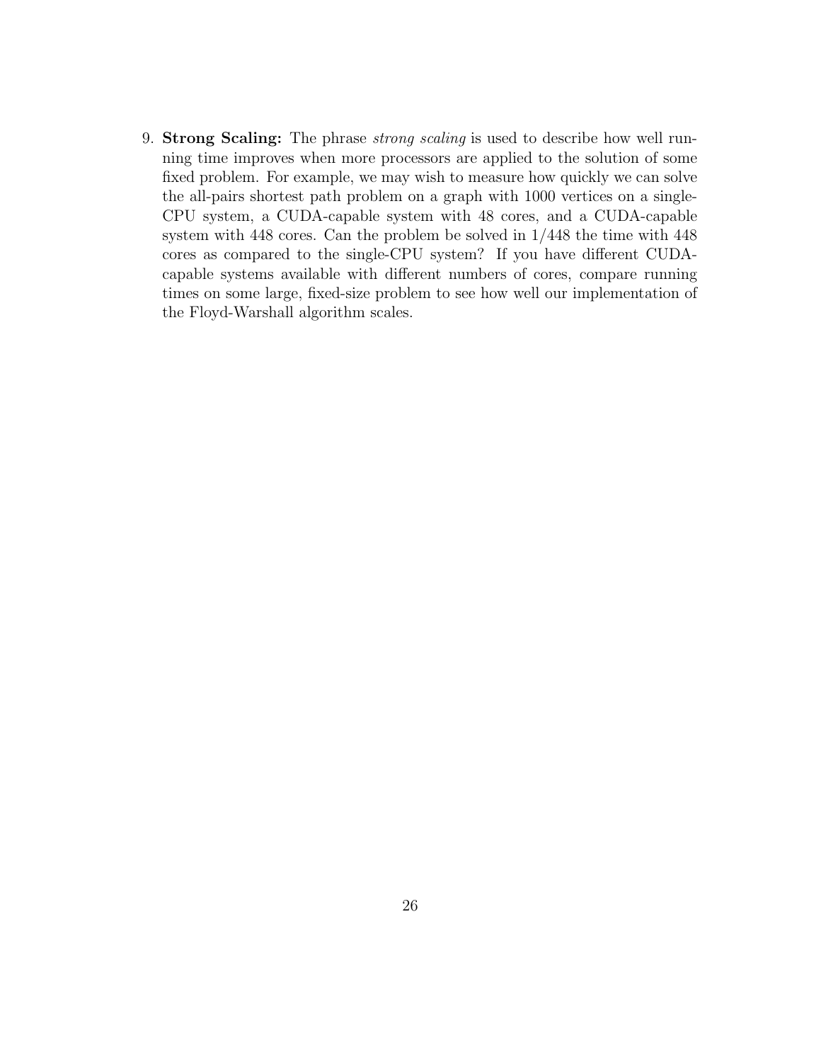9. **Strong Scaling:** The phrase *strong scaling* is used to describe how well running time improves when more processors are applied to the solution of some fixed problem. For example, we may wish to measure how quickly we can solve the all-pairs shortest path problem on a graph with 1000 vertices on a single-CPU system, a CUDA-capable system with 48 cores, and a CUDA-capable system with 448 cores. Can the problem be solved in 1/448 the time with 448 cores as compared to the single-CPU system? If you have different CUDA-capable systems available with different numbers of cores, compare running times on some large, fixed-size problem to see how well our implementation of the Floyd-Warshall algorithm scales.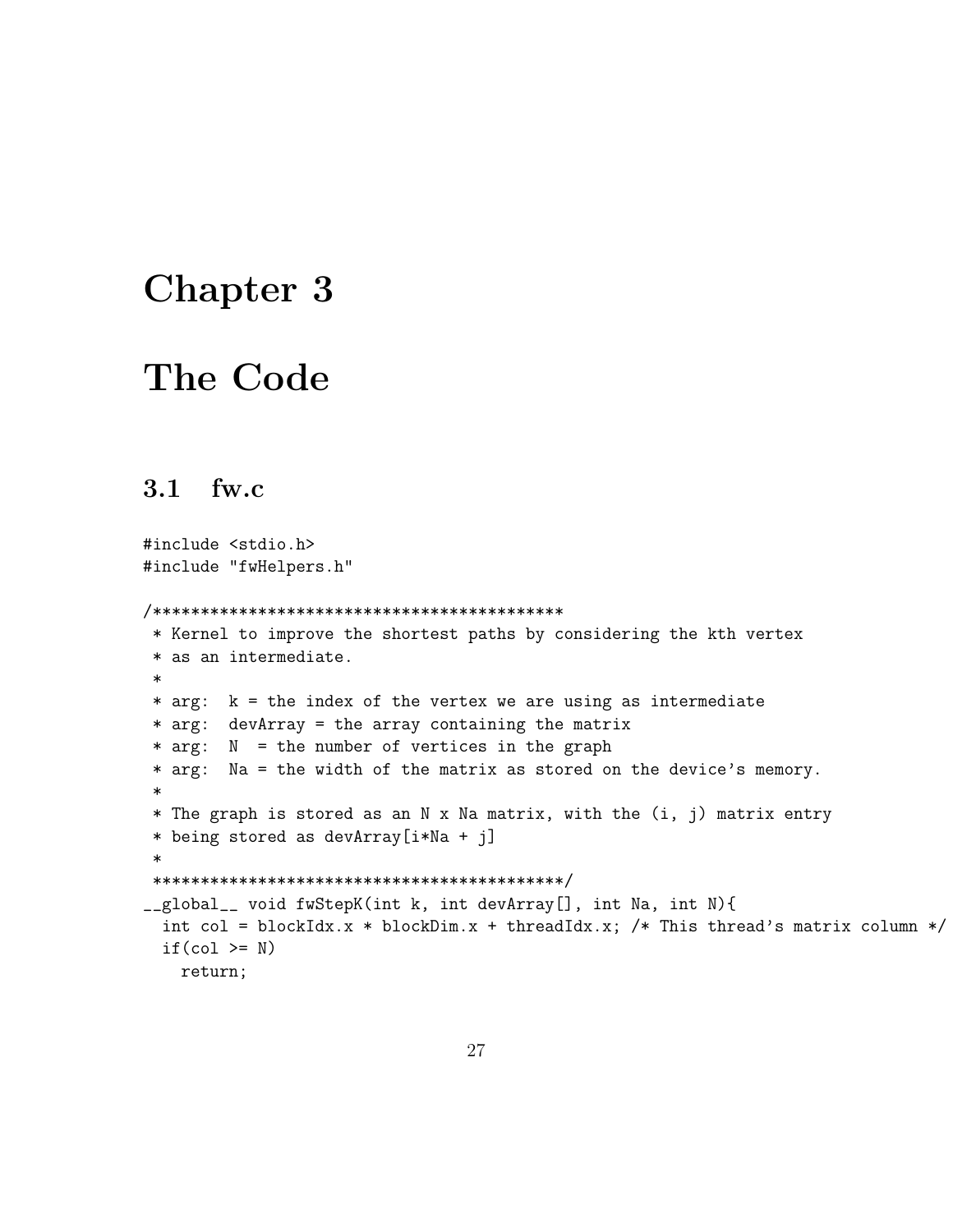# Chapter 3

# The Code

## 3.1 fw.c

```
#include <stdio.h>
#include "fwHelpers.h"

/********************************************
 * Kernel to improve the shortest paths by considering the kth vertex
 * as an intermediate.
 *
 * arg:  k = the index of the vertex we are using as intermediate
 * arg:  devArray = the array containing the matrix
 * arg:  N  = the number of vertices in the graph
 * arg:  Na = the width of the matrix as stored on the device's memory.
 *
 * The graph is stored as an N x Na matrix, with the (i, j) matrix entry
 * being stored as devArray[i*Na + j]
 *
 ********************************************/
__global__ void fwStepK(int k, int devArray[], int Na, int N){
  int col = blockIdx.x * blockDim.x + threadIdx.x; /* This thread's matrix column */
  if(col >= N)
    return;
```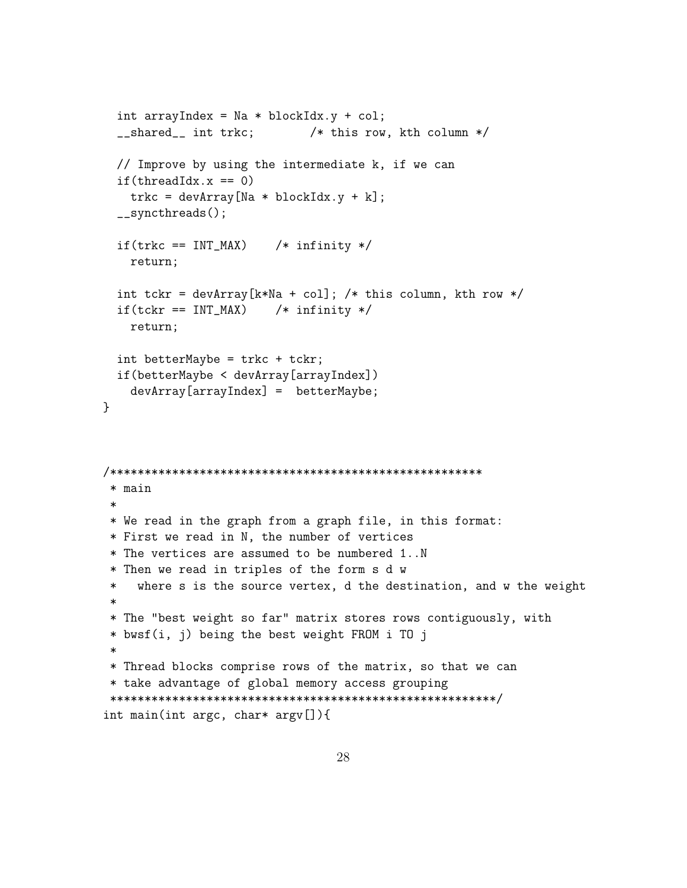```
  int arrayIndex = Na * blockIdx.y + col;
  __shared__ int trkc;        /* this row, kth column */

  // Improve by using the intermediate k, if we can
  if(threadIdx.x == 0)
    trkc = devArray[Na * blockIdx.y + k];
  __syncthreads();

  if(trkc == INT_MAX)    /* infinity */
    return;

  int tckr = devArray[k*Na + col]; /* this column, kth row */
  if(tckr == INT_MAX)    /* infinity */
    return;

  int betterMaybe = trkc + tckr;
  if(betterMaybe < devArray[arrayIndex])
    devArray[arrayIndex] =  betterMaybe;
}



/*****************************************************
 * main
 *
 * We read in the graph from a graph file, in this format:
 * First we read in N, the number of vertices
 * The vertices are assumed to be numbered 1..N
 * Then we read in triples of the form s d w
 *   where s is the source vertex, d the destination, and w the weight
 *
 * The "best weight so far" matrix stores rows contiguously, with
 * bwsf(i, j) being the best weight FROM i TO j
 *
 * Thread blocks comprise rows of the matrix, so that we can
 * take advantage of global memory access grouping
 *****************************************************/
int main(int argc, char* argv[]){
```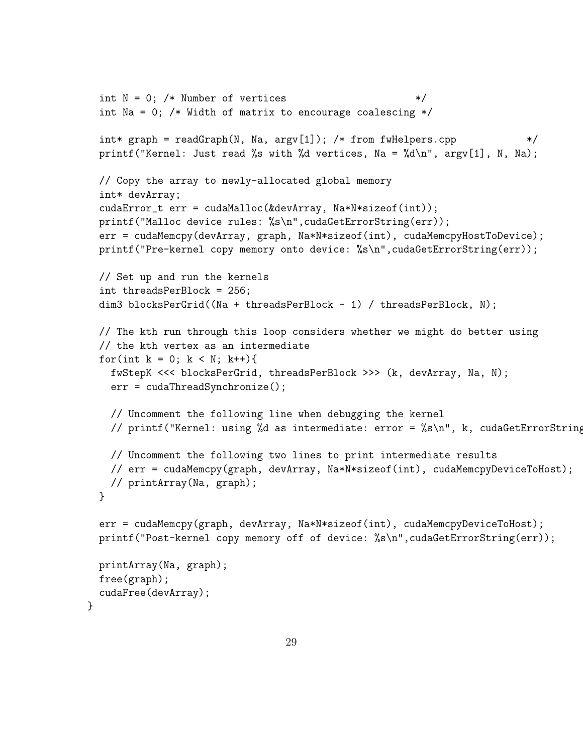```
  int N = 0; /* Number of vertices                        */
  int Na = 0; /* Width of matrix to encourage coalescing */

  int* graph = readGraph(N, Na, argv[1]); /* from fwHelpers.cpp            */
  printf("Kernel: Just read %s with %d vertices, Na = %d\n", argv[1], N, Na);

  // Copy the array to newly-allocated global memory
  int* devArray;
  cudaError_t err = cudaMalloc(&devArray, Na*N*sizeof(int));
  printf("Malloc device rules: %s\n",cudaGetErrorString(err));
  err = cudaMemcpy(devArray, graph, Na*N*sizeof(int), cudaMemcpyHostToDevice);
  printf("Pre-kernel copy memory onto device: %s\n",cudaGetErrorString(err));

  // Set up and run the kernels
  int threadsPerBlock = 256;
  dim3 blocksPerGrid((Na + threadsPerBlock - 1) / threadsPerBlock, N);

  // The kth run through this loop considers whether we might do better using
  // the kth vertex as an intermediate
  for(int k = 0; k < N; k++){
    fwStepK <<< blocksPerGrid, threadsPerBlock >>> (k, devArray, Na, N);
    err = cudaThreadSynchronize();

    // Uncomment the following line when debugging the kernel
    // printf("Kernel: using %d as intermediate: error = %s\n", k, cudaGetErrorString

    // Uncomment the following two lines to print intermediate results
    // err = cudaMemcpy(graph, devArray, Na*N*sizeof(int), cudaMemcpyDeviceToHost);
    // printArray(Na, graph);
  }

  err = cudaMemcpy(graph, devArray, Na*N*sizeof(int), cudaMemcpyDeviceToHost);
  printf("Post-kernel copy memory off of device: %s\n",cudaGetErrorString(err));

  printArray(Na, graph);
  free(graph);
  cudaFree(devArray);
}
```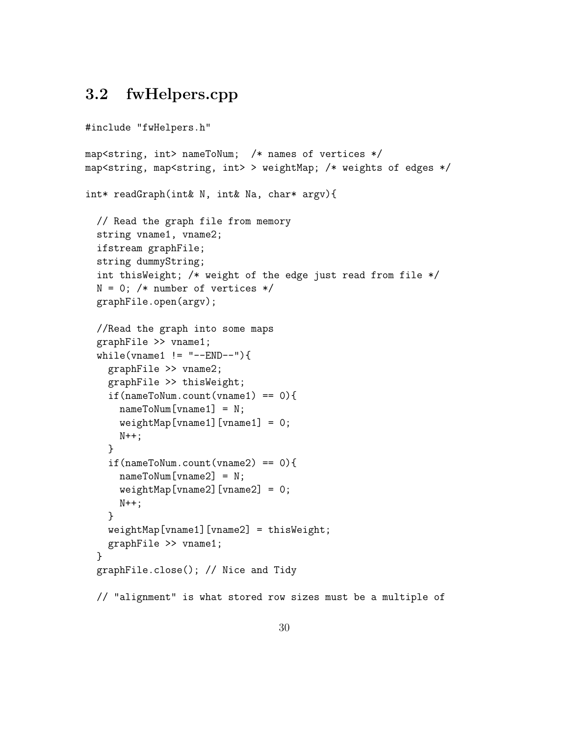## 3.2 fwHelpers.cpp

```
#include "fwHelpers.h"

map<string, int> nameToNum;  /* names of vertices */
map<string, map<string, int> > weightMap; /* weights of edges */

int* readGraph(int& N, int& Na, char* argv){

  // Read the graph file from memory
  string vname1, vname2;
  ifstream graphFile;
  string dummyString;
  int thisWeight; /* weight of the edge just read from file */
  N = 0; /* number of vertices */
  graphFile.open(argv);

  //Read the graph into some maps
  graphFile >> vname1;
  while(vname1 != "--END--"){
    graphFile >> vname2;
    graphFile >> thisWeight;
    if(nameToNum.count(vname1) == 0){
      nameToNum[vname1] = N;
      weightMap[vname1][vname1] = 0;
      N++;
    }
    if(nameToNum.count(vname2) == 0){
      nameToNum[vname2] = N;
      weightMap[vname2][vname2] = 0;
      N++;
    }
    weightMap[vname1][vname2] = thisWeight;
    graphFile >> vname1;
  }
  graphFile.close(); // Nice and Tidy

  // "alignment" is what stored row sizes must be a multiple of
```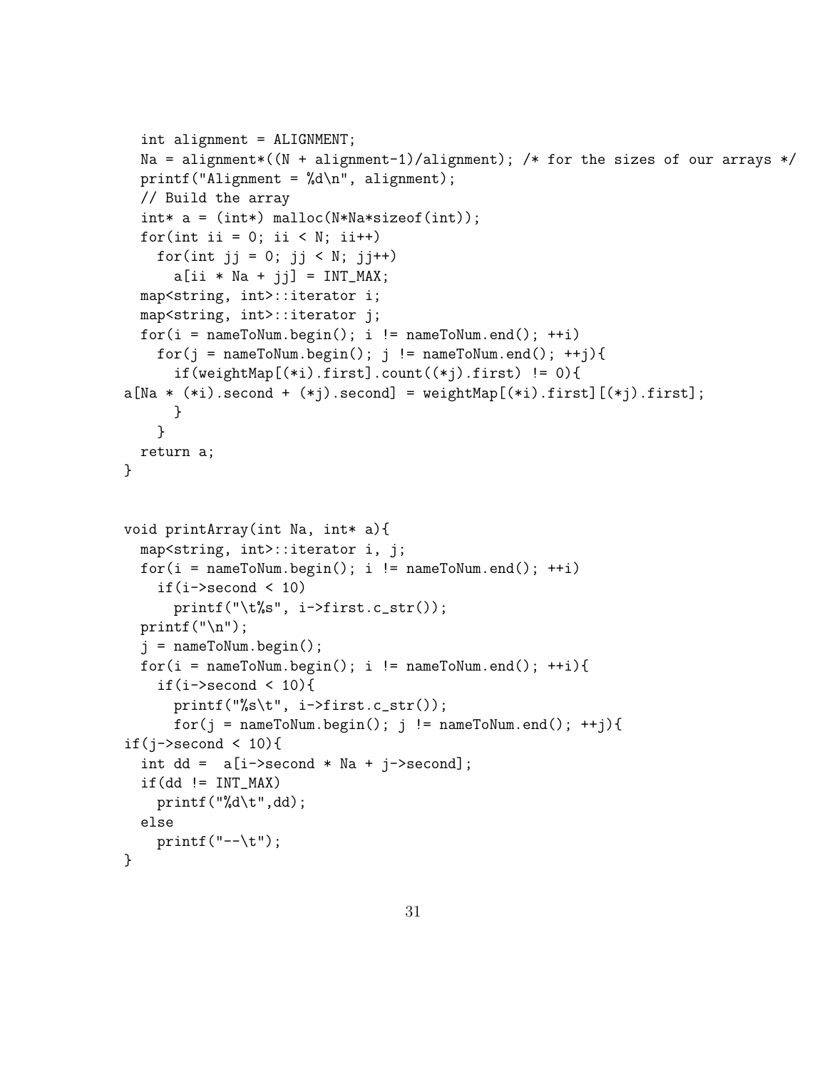```
  int alignment = ALIGNMENT;
  Na = alignment*((N + alignment-1)/alignment); /* for the sizes of our arrays */
  printf("Alignment = %d\n", alignment);
  // Build the array
  int* a = (int*) malloc(N*Na*sizeof(int));
  for(int ii = 0; ii < N; ii++)
    for(int jj = 0; jj < N; jj++)
      a[ii * Na + jj] = INT_MAX;
  map<string, int>::iterator i;
  map<string, int>::iterator j;
  for(i = nameToNum.begin(); i != nameToNum.end(); ++i)
    for(j = nameToNum.begin(); j != nameToNum.end(); ++j){
      if(weightMap[(*i).first].count((*j).first) != 0){
a[Na * (*i).second + (*j).second] = weightMap[(*i).first][(*j).first];
      }
    }
  return a;
}


void printArray(int Na, int* a){
  map<string, int>::iterator i, j;
  for(i = nameToNum.begin(); i != nameToNum.end(); ++i)
    if(i->second < 10)
      printf("\t%s", i->first.c_str());
  printf("\n");
  j = nameToNum.begin();
  for(i = nameToNum.begin(); i != nameToNum.end(); ++i){
    if(i->second < 10){
      printf("%s\t", i->first.c_str());
      for(j = nameToNum.begin(); j != nameToNum.end(); ++j){
if(j->second < 10){
  int dd =  a[i->second * Na + j->second];
  if(dd != INT_MAX)
    printf("%d\t",dd);
  else
    printf("--\t");
}
```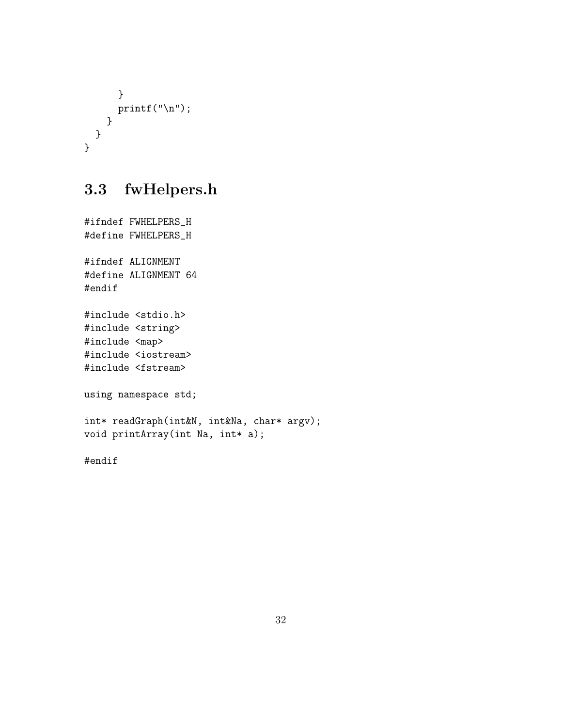```
      }
      printf("\n");
    }
  }
}
```

## 3.3 fwHelpers.h

```
#ifndef FWHELPERS_H
#define FWHELPERS_H

#ifndef ALIGNMENT
#define ALIGNMENT 64
#endif

#include <stdio.h>
#include <string>
#include <map>
#include <iostream>
#include <fstream>

using namespace std;

int* readGraph(int&N, int&Na, char* argv);
void printArray(int Na, int* a);

#endif
```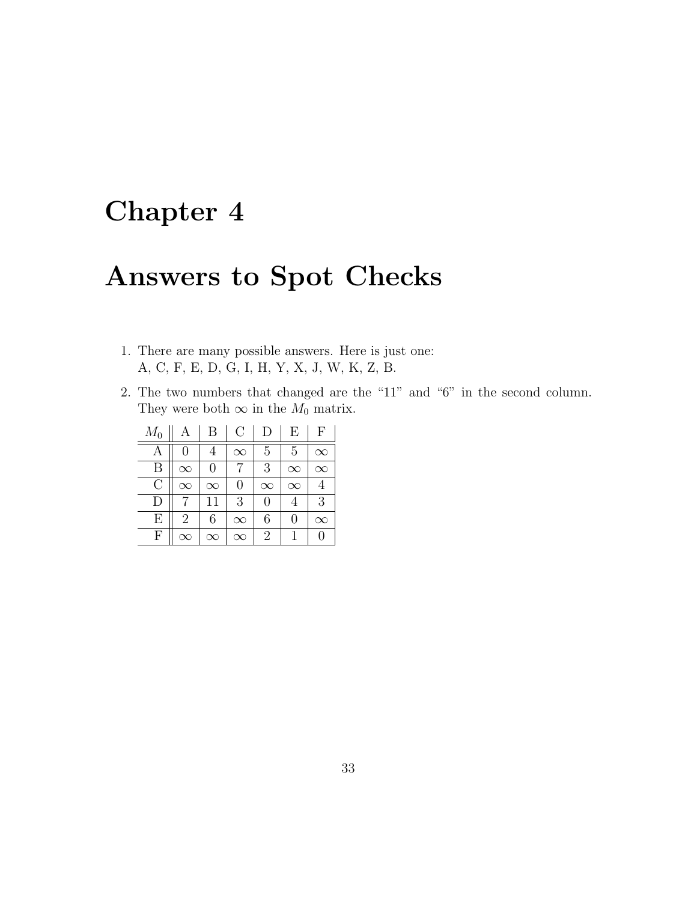# Chapter 4

# Answers to Spot Checks

1. There are many possible answers. Here is just one:
   A, C, F, E, D, G, I, H, Y, X, J, W, K, Z, B.

2. The two numbers that changed are the "11" and "6" in the second column. They were both $\infty$ in the $M_0$ matrix.

| $M_0$ | A | B | C | D | E | F |
|---|---|---|---|---|---|---|
| A | 0 | 4 | $\infty$ | 5 | 5 | $\infty$ |
| B | $\infty$ | 0 | 7 | 3 | $\infty$ | $\infty$ |
| C | $\infty$ | $\infty$ | 0 | $\infty$ | $\infty$ | 4 |
| D | 7 | 11 | 3 | 0 | 4 | 3 |
| E | 2 | 6 | $\infty$ | 6 | 0 | $\infty$ |
| F | $\infty$ | $\infty$ | $\infty$ | 2 | 1 | 0 |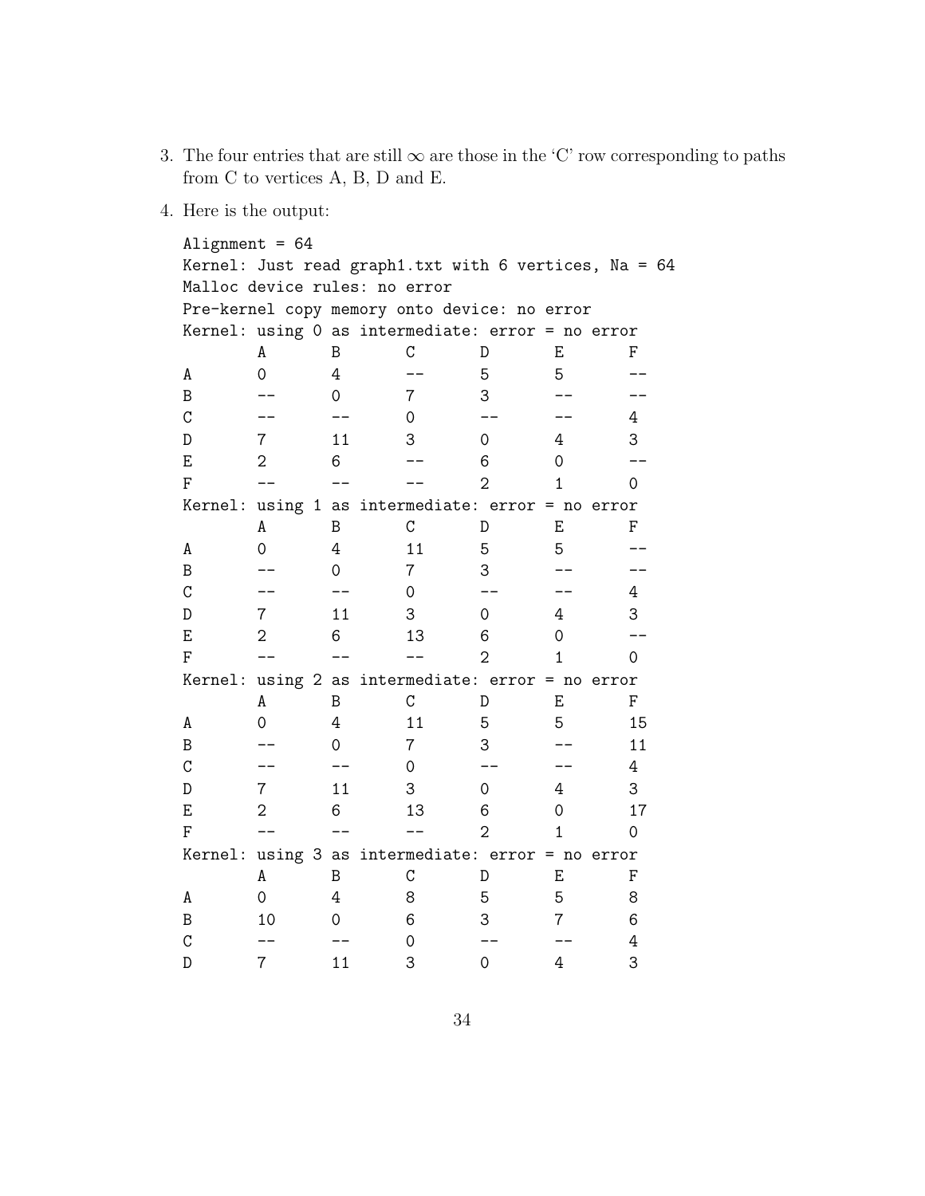3. The four entries that are still $\infty$ are those in the 'C' row corresponding to paths from C to vertices A, B, D and E.

4. Here is the output:

```
Alignment = 64
Kernel: Just read graph1.txt with 6 vertices, Na = 64
Malloc device rules: no error
Pre-kernel copy memory onto device: no error
Kernel: using 0 as intermediate: error = no error
        A       B       C       D       E       F
A       0       4       --      5       5       --
B       --      0       7       3       --      --
C       --      --      0       --      --      4
D       7       11      3       0       4       3
E       2       6       --      6       0       --
F       --      --      --      2       1       0
Kernel: using 1 as intermediate: error = no error
        A       B       C       D       E       F
A       0       4       11      5       5       --
B       --      0       7       3       --      --
C       --      --      0       --      --      4
D       7       11      3       0       4       3
E       2       6       13      6       0       --
F       --      --      --      2       1       0
Kernel: using 2 as intermediate: error = no error
        A       B       C       D       E       F
A       0       4       11      5       5       15
B       --      0       7       3       --      11
C       --      --      0       --      --      4
D       7       11      3       0       4       3
E       2       6       13      6       0       17
F       --      --      --      2       1       0
Kernel: using 3 as intermediate: error = no error
        A       B       C       D       E       F
A       0       4       8       5       5       8
B       10      0       6       3       7       6
C       --      --      0       --      --      4
D       7       11      3       0       4       3
```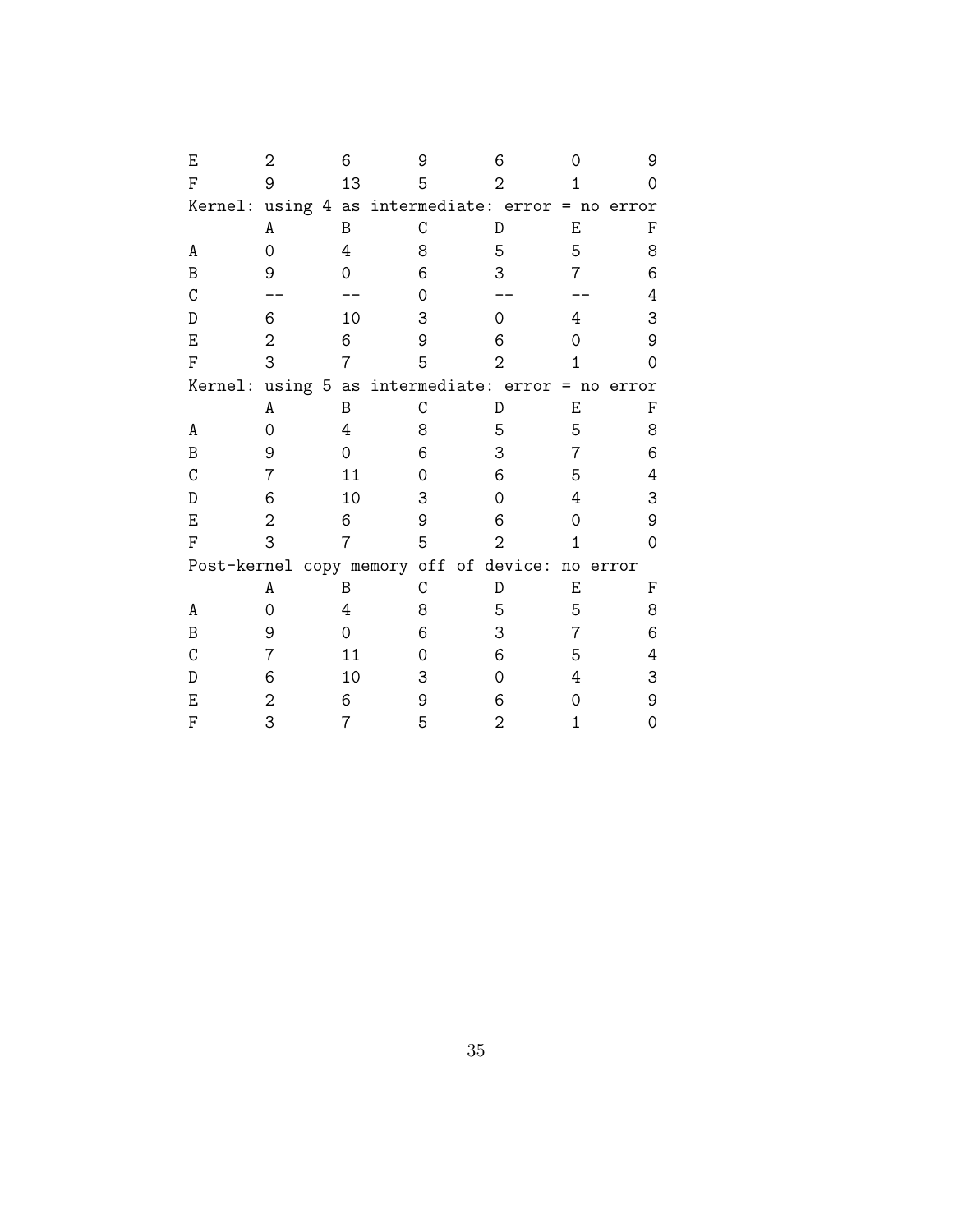```
E       2       6       9       6       0       9
F       9       13      5       2       1       0
Kernel: using 4 as intermediate: error = no error
        A       B       C       D       E       F
A       0       4       8       5       5       8
B       9       0       6       3       7       6
C       --      --      0       --      --      4
D       6       10      3       0       4       3
E       2       6       9       6       0       9
F       3       7       5       2       1       0
Kernel: using 5 as intermediate: error = no error
        A       B       C       D       E       F
A       0       4       8       5       5       8
B       9       0       6       3       7       6
C       7       11      0       6       5       4
D       6       10      3       0       4       3
E       2       6       9       6       0       9
F       3       7       5       2       1       0
Post-kernel copy memory off of device: no error
        A       B       C       D       E       F
A       0       4       8       5       5       8
B       9       0       6       3       7       6
C       7       11      0       6       5       4
D       6       10      3       0       4       3
E       2       6       9       6       0       9
F       3       7       5       2       1       0
```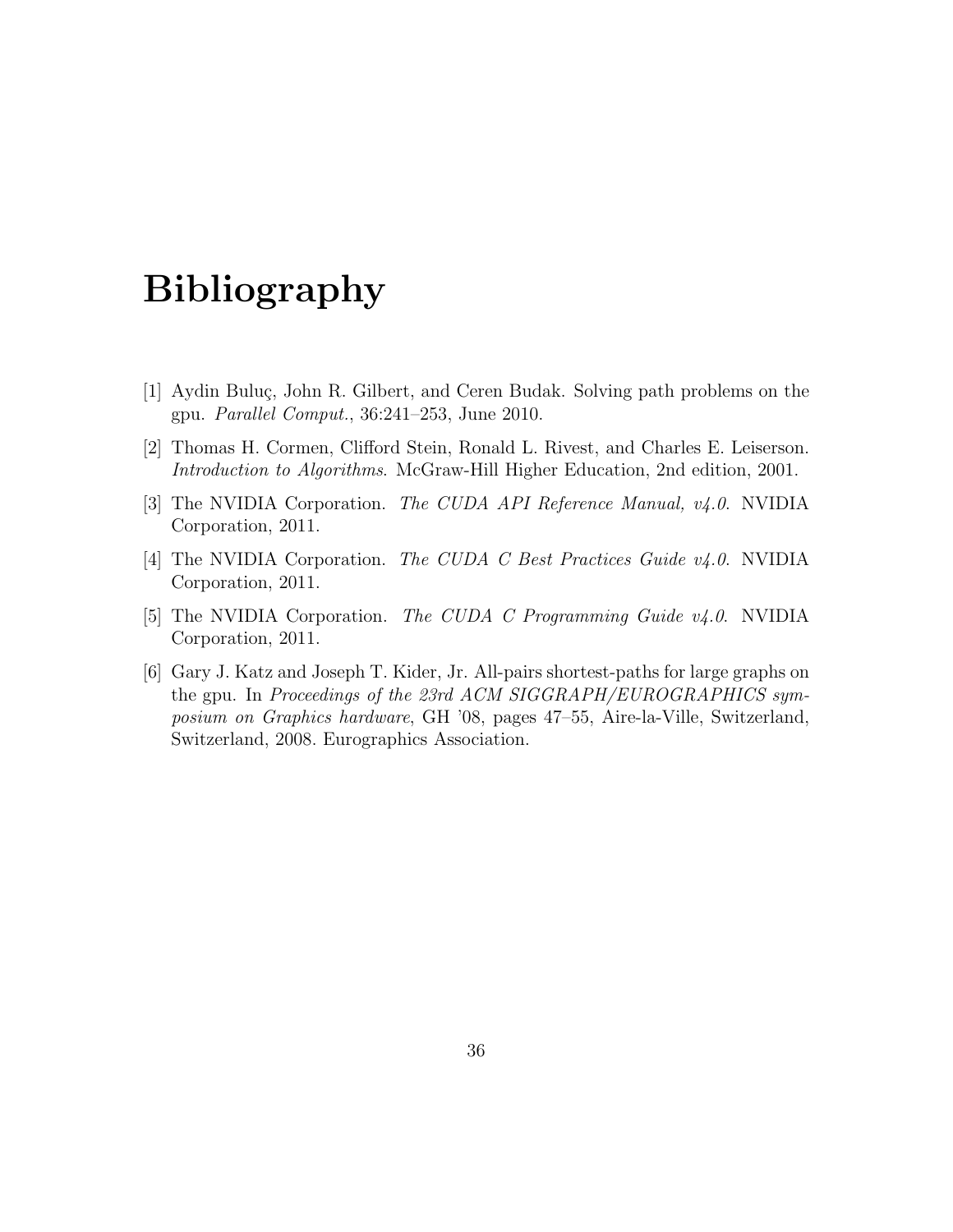# Bibliography

[1] Aydin Buluç, John R. Gilbert, and Ceren Budak. Solving path problems on the gpu. *Parallel Comput.*, 36:241–253, June 2010.

[2] Thomas H. Cormen, Clifford Stein, Ronald L. Rivest, and Charles E. Leiserson. *Introduction to Algorithms*. McGraw-Hill Higher Education, 2nd edition, 2001.

[3] The NVIDIA Corporation. *The CUDA API Reference Manual, v4.0.* NVIDIA Corporation, 2011.

[4] The NVIDIA Corporation. *The CUDA C Best Practices Guide v4.0.* NVIDIA Corporation, 2011.

[5] The NVIDIA Corporation. *The CUDA C Programming Guide v4.0.* NVIDIA Corporation, 2011.

[6] Gary J. Katz and Joseph T. Kider, Jr. All-pairs shortest-paths for large graphs on the gpu. In *Proceedings of the 23rd ACM SIGGRAPH/EUROGRAPHICS symposium on Graphics hardware*, GH '08, pages 47–55, Aire-la-Ville, Switzerland, Switzerland, 2008. Eurographics Association.